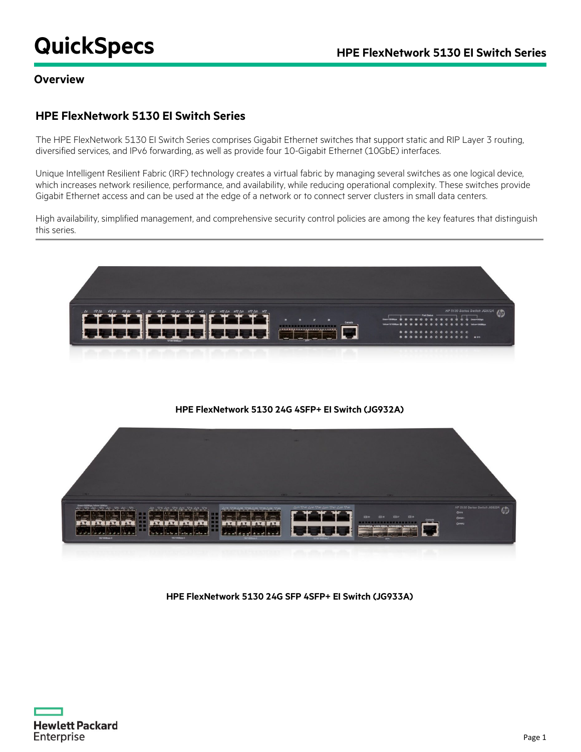# QuickSpecs

## Overview

### HPE FlexNetwork 5130 EI Switch Series

The HPE FlexNetwork 5130 EI Switch Series comprises Gigabit Ethernet switches that support static and RIP Layer 3 routing, diversified services, and IPv6 forwarding, as well as provide four 10-Gigabit Ethernet (10GbE) interfaces.

Unique Intelligent Resilient Fabric (IRF) technology creates a virtual fabric by managing several switches as one logical device, which increases network resilience, performance, and availability, while reducing operational complexity. These switches provide Gigabit Ethernet access and can be used at the edge of a network or to connect server clusters in small data centers.

High availability, simplified management, and comprehensive security control policies are among the key features that distinguish this series.

**HPE FlexNetwork 5130 24G 4SFP+ EI Switch (JG932A)**

**HPE FlexNetwork 5130 24G SFP 4SFP+ EI Switch (JG933A)**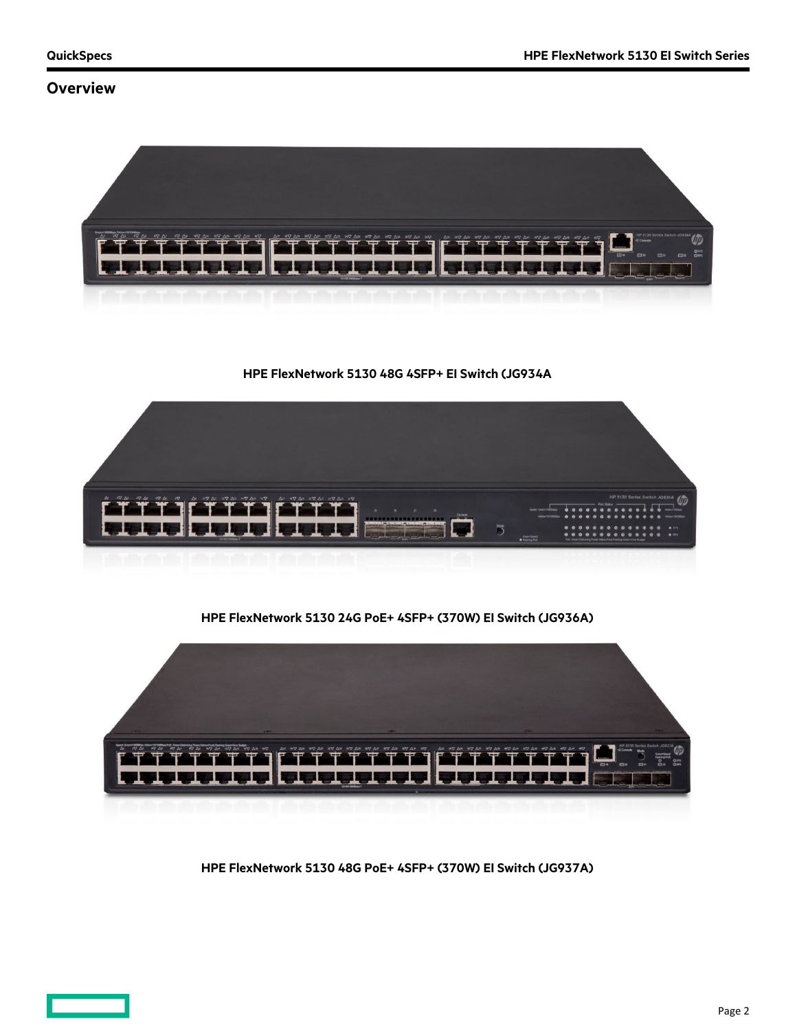## Overview

HPE FlexNetwork 5130 48G 4SFP+ EI Switch (JG934A

HPE FlexNetwork 5130 24G PoE+ 4SFP+ (370W) EI Switch (JG936A)

HPE FlexNetwork 5130 48G PoE+ 4SFP+ (370W) EI Switch (JG937A)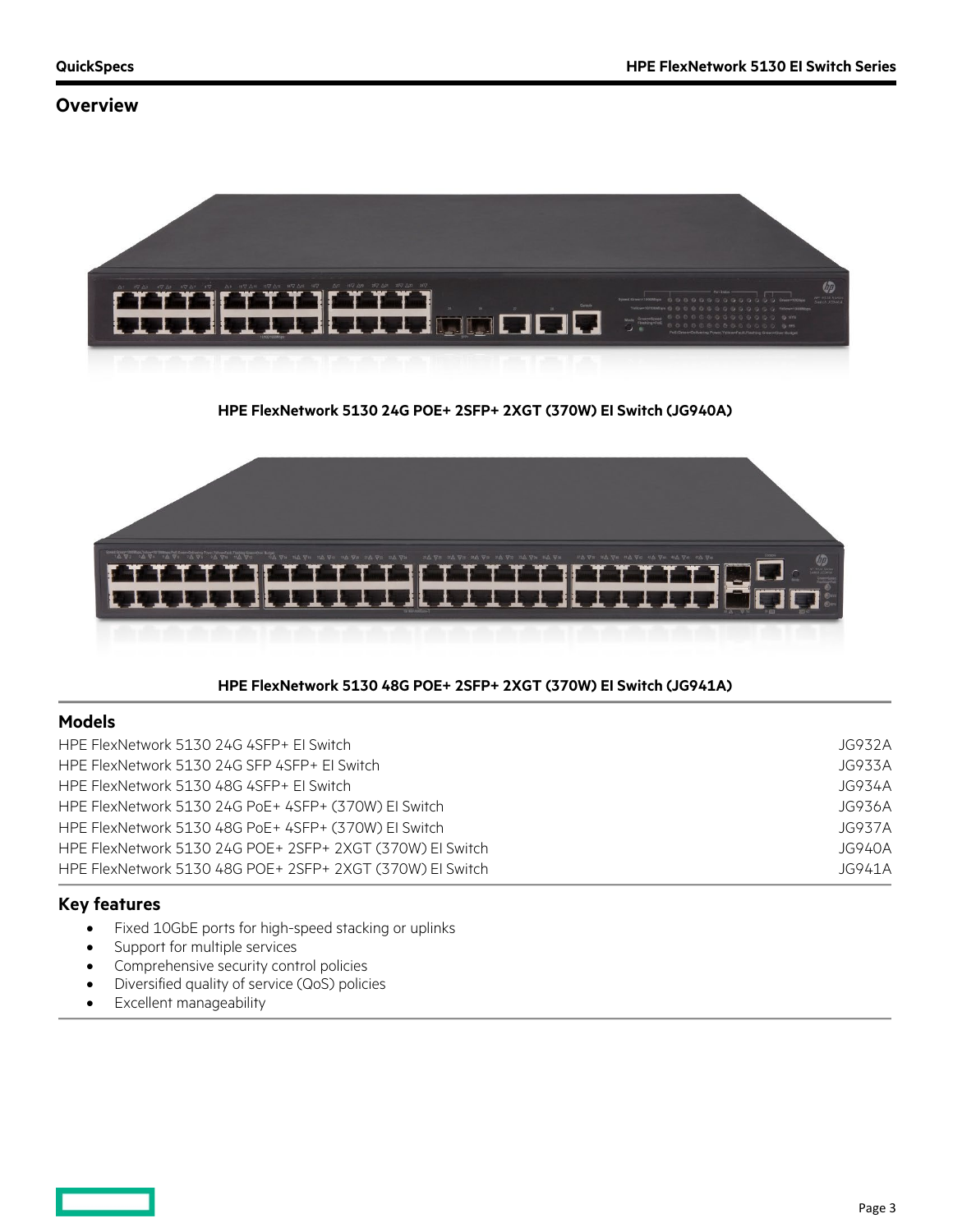## Overview

HPE FlexNetwork 5130 24G POE+ 2SFP+ 2XGT (370W) EI Switch (JG940A)

HPE FlexNetwork 5130 48G POE+ 2SFP+ 2XGT (370W) EI Switch (JG941A)

## Models

| Model | Part number |
|---|---|
| HPE FlexNetwork 5130 24G 4SFP+ EI Switch | JG932A |
| HPE FlexNetwork 5130 24G SFP 4SFP+ EI Switch | JG933A |
| HPE FlexNetwork 5130 48G 4SFP+ EI Switch | JG934A |
| HPE FlexNetwork 5130 24G PoE+ 4SFP+ (370W) EI Switch | JG936A |
| HPE FlexNetwork 5130 48G PoE+ 4SFP+ (370W) EI Switch | JG937A |
| HPE FlexNetwork 5130 24G POE+ 2SFP+ 2XGT (370W) EI Switch | JG940A |
| HPE FlexNetwork 5130 48G POE+ 2SFP+ 2XGT (370W) EI Switch | JG941A |

## Key features

- Fixed 10GbE ports for high-speed stacking or uplinks
- Support for multiple services
- Comprehensive security control policies
- Diversified quality of service (QoS) policies
- Excellent manageability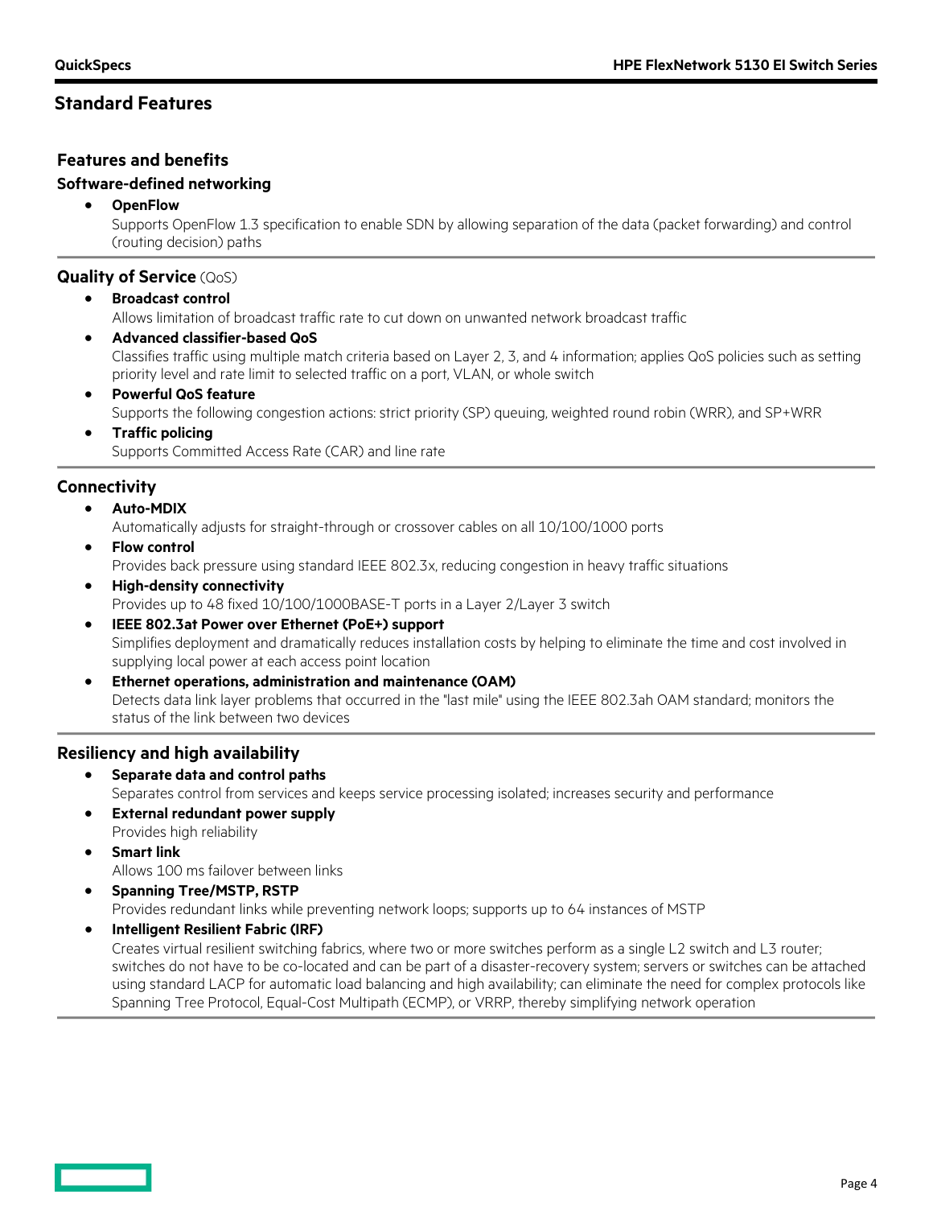## Standard Features

### Features and benefits

#### Software-defined networking

- **OpenFlow**
  Supports OpenFlow 1.3 specification to enable SDN by allowing separation of the data (packet forwarding) and control (routing decision) paths

#### Quality of Service (QoS)

- **Broadcast control**
  Allows limitation of broadcast traffic rate to cut down on unwanted network broadcast traffic
- **Advanced classifier-based QoS**
  Classifies traffic using multiple match criteria based on Layer 2, 3, and 4 information; applies QoS policies such as setting priority level and rate limit to selected traffic on a port, VLAN, or whole switch
- **Powerful QoS feature**
  Supports the following congestion actions: strict priority (SP) queuing, weighted round robin (WRR), and SP+WRR
- **Traffic policing**
  Supports Committed Access Rate (CAR) and line rate

#### Connectivity

- **Auto-MDIX**
  Automatically adjusts for straight-through or crossover cables on all 10/100/1000 ports
- **Flow control**
  Provides back pressure using standard IEEE 802.3x, reducing congestion in heavy traffic situations
- **High-density connectivity**
  Provides up to 48 fixed 10/100/1000BASE-T ports in a Layer 2/Layer 3 switch
- **IEEE 802.3at Power over Ethernet (PoE+) support**
  Simplifies deployment and dramatically reduces installation costs by helping to eliminate the time and cost involved in supplying local power at each access point location
- **Ethernet operations, administration and maintenance (OAM)**
  Detects data link layer problems that occurred in the "last mile" using the IEEE 802.3ah OAM standard; monitors the status of the link between two devices

#### Resiliency and high availability

- **Separate data and control paths**
  Separates control from services and keeps service processing isolated; increases security and performance
- **External redundant power supply**
  Provides high reliability
- **Smart link**
  Allows 100 ms failover between links
- **Spanning Tree/MSTP, RSTP**
  Provides redundant links while preventing network loops; supports up to 64 instances of MSTP
- **Intelligent Resilient Fabric (IRF)**
  Creates virtual resilient switching fabrics, where two or more switches perform as a single L2 switch and L3 router; switches do not have to be co-located and can be part of a disaster-recovery system; servers or switches can be attached using standard LACP for automatic load balancing and high availability; can eliminate the need for complex protocols like Spanning Tree Protocol, Equal-Cost Multipath (ECMP), or VRRP, thereby simplifying network operation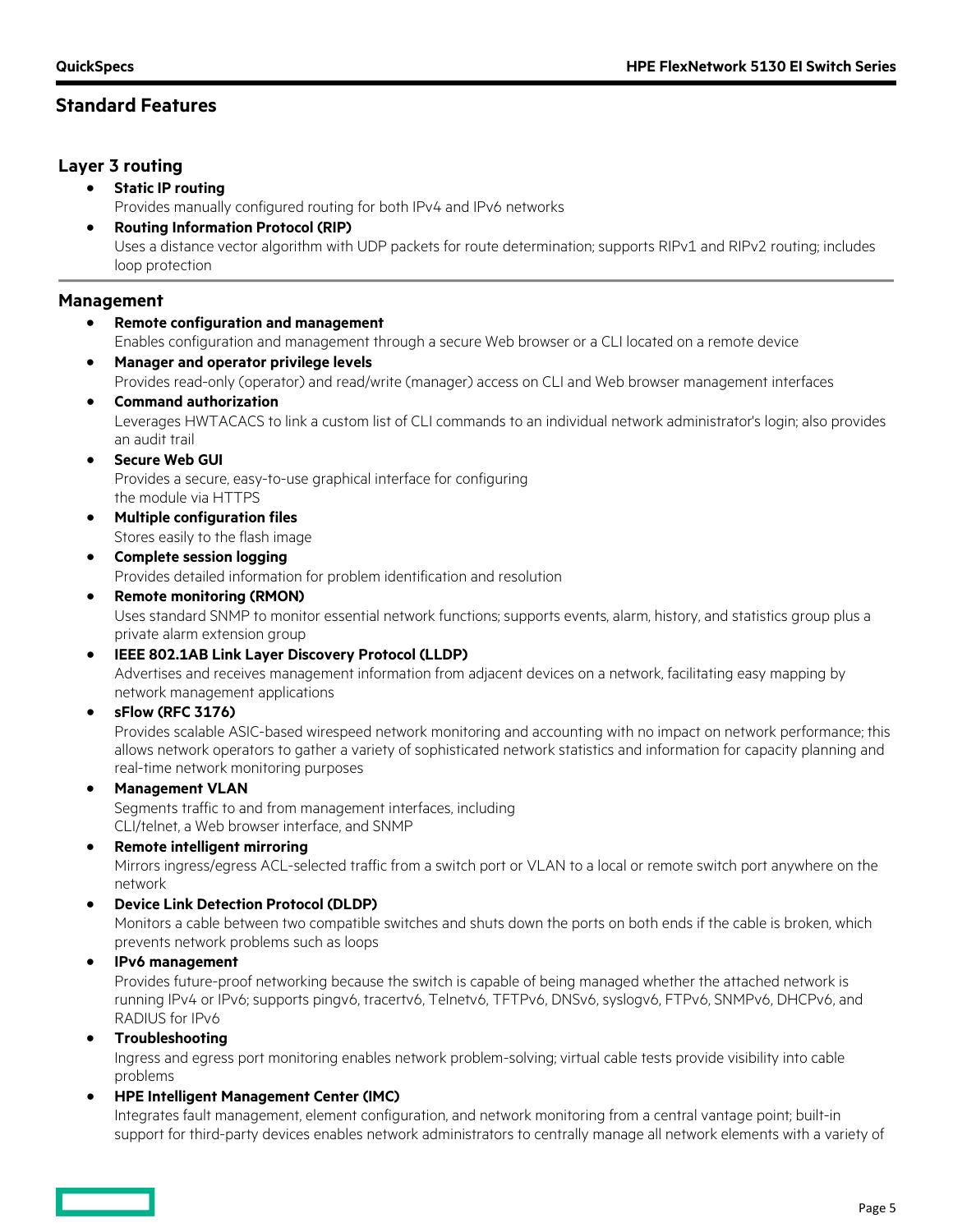## Standard Features

### Layer 3 routing

- **Static IP routing**
  Provides manually configured routing for both IPv4 and IPv6 networks
- **Routing Information Protocol (RIP)**
  Uses a distance vector algorithm with UDP packets for route determination; supports RIPv1 and RIPv2 routing; includes loop protection

### Management

- **Remote configuration and management**
  Enables configuration and management through a secure Web browser or a CLI located on a remote device
- **Manager and operator privilege levels**
  Provides read-only (operator) and read/write (manager) access on CLI and Web browser management interfaces
- **Command authorization**
  Leverages HWTACACS to link a custom list of CLI commands to an individual network administrator's login; also provides an audit trail
- **Secure Web GUI**
  Provides a secure, easy-to-use graphical interface for configuring the module via HTTPS
- **Multiple configuration files**
  Stores easily to the flash image
- **Complete session logging**
  Provides detailed information for problem identification and resolution
- **Remote monitoring (RMON)**
  Uses standard SNMP to monitor essential network functions; supports events, alarm, history, and statistics group plus a private alarm extension group
- **IEEE 802.1AB Link Layer Discovery Protocol (LLDP)**
  Advertises and receives management information from adjacent devices on a network, facilitating easy mapping by network management applications
- **sFlow (RFC 3176)**
  Provides scalable ASIC-based wirespeed network monitoring and accounting with no impact on network performance; this allows network operators to gather a variety of sophisticated network statistics and information for capacity planning and real-time network monitoring purposes
- **Management VLAN**
  Segments traffic to and from management interfaces, including CLI/telnet, a Web browser interface, and SNMP
- **Remote intelligent mirroring**
  Mirrors ingress/egress ACL-selected traffic from a switch port or VLAN to a local or remote switch port anywhere on the network
- **Device Link Detection Protocol (DLDP)**
  Monitors a cable between two compatible switches and shuts down the ports on both ends if the cable is broken, which prevents network problems such as loops
- **IPv6 management**
  Provides future-proof networking because the switch is capable of being managed whether the attached network is running IPv4 or IPv6; supports pingv6, tracertv6, Telnetv6, TFTPv6, DNSv6, syslogv6, FTPv6, SNMPv6, DHCPv6, and RADIUS for IPv6
- **Troubleshooting**
  Ingress and egress port monitoring enables network problem-solving; virtual cable tests provide visibility into cable problems
- **HPE Intelligent Management Center (IMC)**
  Integrates fault management, element configuration, and network monitoring from a central vantage point; built-in support for third-party devices enables network administrators to centrally manage all network elements with a variety of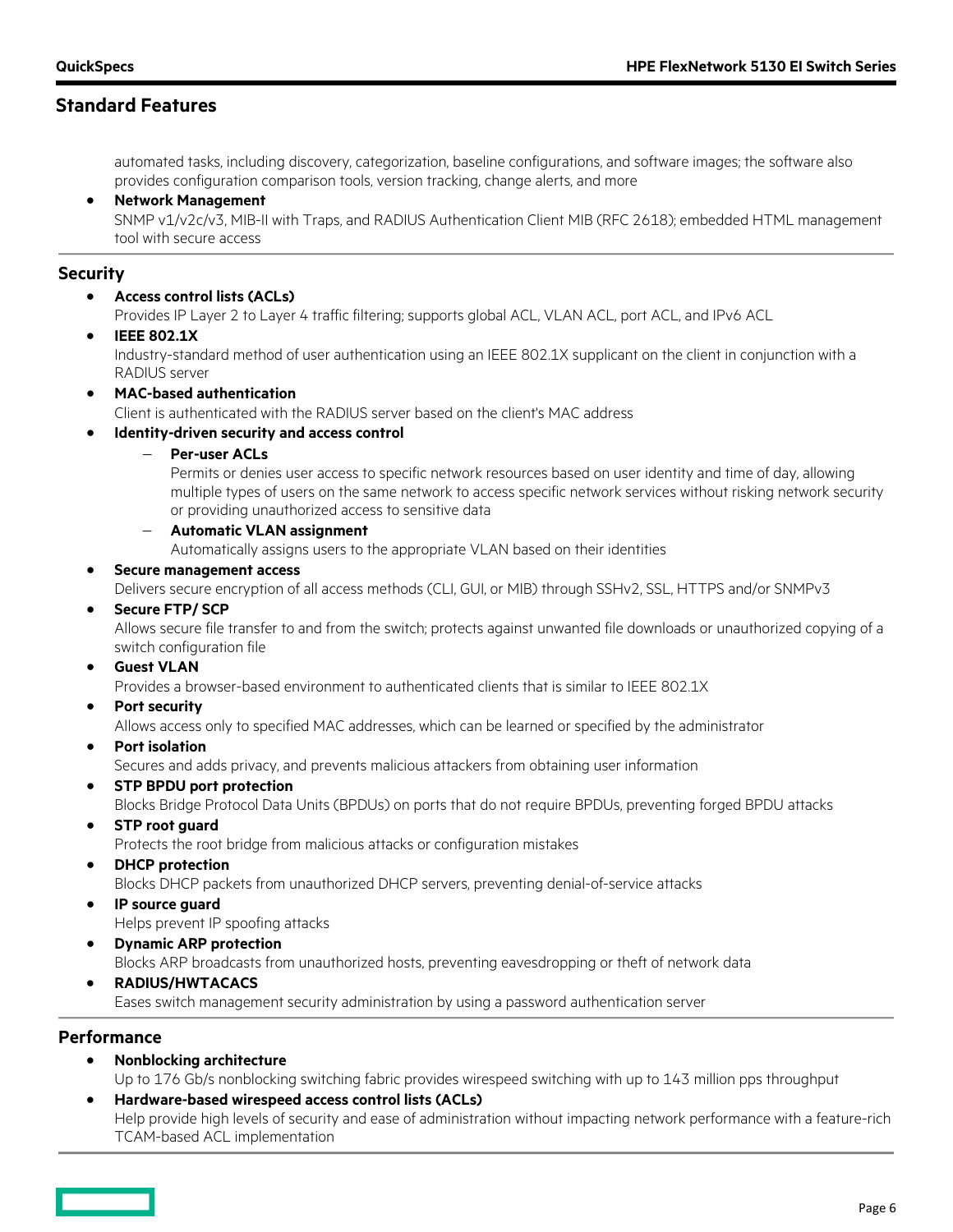## Standard Features

automated tasks, including discovery, categorization, baseline configurations, and software images; the software also provides configuration comparison tools, version tracking, change alerts, and more

- **Network Management**
  SNMP v1/v2c/v3, MIB-II with Traps, and RADIUS Authentication Client MIB (RFC 2618); embedded HTML management tool with secure access

### Security

- **Access control lists (ACLs)**
  Provides IP Layer 2 to Layer 4 traffic filtering; supports global ACL, VLAN ACL, port ACL, and IPv6 ACL
- **IEEE 802.1X**
  Industry-standard method of user authentication using an IEEE 802.1X supplicant on the client in conjunction with a RADIUS server
- **MAC-based authentication**
  Client is authenticated with the RADIUS server based on the client's MAC address
- **Identity-driven security and access control**
  - **Per-user ACLs**
    Permits or denies user access to specific network resources based on user identity and time of day, allowing multiple types of users on the same network to access specific network services without risking network security or providing unauthorized access to sensitive data
  - **Automatic VLAN assignment**
    Automatically assigns users to the appropriate VLAN based on their identities
- **Secure management access**
  Delivers secure encryption of all access methods (CLI, GUI, or MIB) through SSHv2, SSL, HTTPS and/or SNMPv3
- **Secure FTP/ SCP**
  Allows secure file transfer to and from the switch; protects against unwanted file downloads or unauthorized copying of a switch configuration file
- **Guest VLAN**
  Provides a browser-based environment to authenticated clients that is similar to IEEE 802.1X
- **Port security**
  Allows access only to specified MAC addresses, which can be learned or specified by the administrator
- **Port isolation**
  Secures and adds privacy, and prevents malicious attackers from obtaining user information
- **STP BPDU port protection**
  Blocks Bridge Protocol Data Units (BPDUs) on ports that do not require BPDUs, preventing forged BPDU attacks
- **STP root guard**
  Protects the root bridge from malicious attacks or configuration mistakes
- **DHCP protection**
  Blocks DHCP packets from unauthorized DHCP servers, preventing denial-of-service attacks
- **IP source guard**
  Helps prevent IP spoofing attacks
- **Dynamic ARP protection**
  Blocks ARP broadcasts from unauthorized hosts, preventing eavesdropping or theft of network data
- **RADIUS/HWTACACS**
  Eases switch management security administration by using a password authentication server

### Performance

- **Nonblocking architecture**
  Up to 176 Gb/s nonblocking switching fabric provides wirespeed switching with up to 143 million pps throughput
- **Hardware-based wirespeed access control lists (ACLs)**
  Help provide high levels of security and ease of administration without impacting network performance with a feature-rich TCAM-based ACL implementation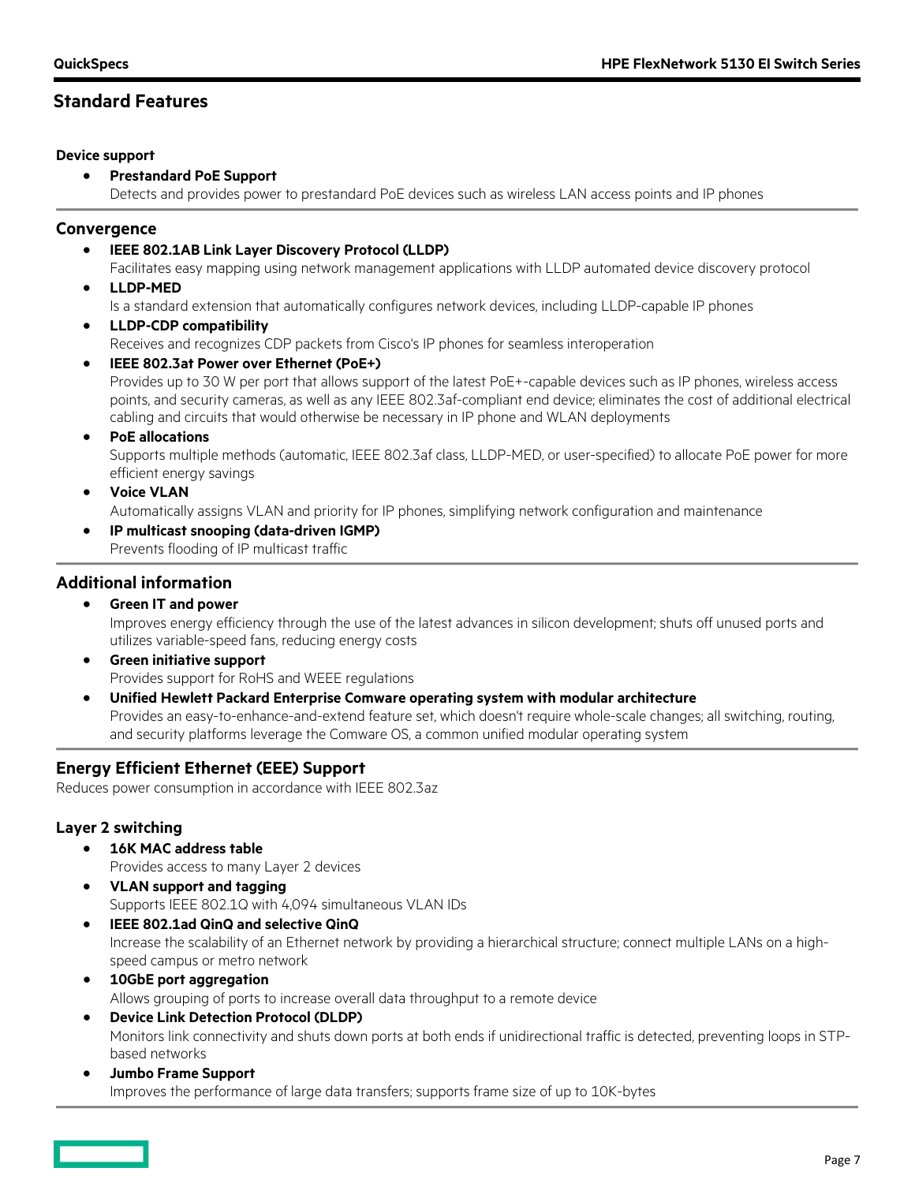## Standard Features

### Device support

- **Prestandard PoE Support**
  Detects and provides power to prestandard PoE devices such as wireless LAN access points and IP phones

### Convergence

- **IEEE 802.1AB Link Layer Discovery Protocol (LLDP)**
  Facilitates easy mapping using network management applications with LLDP automated device discovery protocol
- **LLDP-MED**
  Is a standard extension that automatically configures network devices, including LLDP-capable IP phones
- **LLDP-CDP compatibility**
  Receives and recognizes CDP packets from Cisco's IP phones for seamless interoperation
- **IEEE 802.3at Power over Ethernet (PoE+)**
  Provides up to 30 W per port that allows support of the latest PoE+-capable devices such as IP phones, wireless access points, and security cameras, as well as any IEEE 802.3af-compliant end device; eliminates the cost of additional electrical cabling and circuits that would otherwise be necessary in IP phone and WLAN deployments
- **PoE allocations**
  Supports multiple methods (automatic, IEEE 802.3af class, LLDP-MED, or user-specified) to allocate PoE power for more efficient energy savings
- **Voice VLAN**
  Automatically assigns VLAN and priority for IP phones, simplifying network configuration and maintenance
- **IP multicast snooping (data-driven IGMP)**
  Prevents flooding of IP multicast traffic

### Additional information

- **Green IT and power**
  Improves energy efficiency through the use of the latest advances in silicon development; shuts off unused ports and utilizes variable-speed fans, reducing energy costs
- **Green initiative support**
  Provides support for RoHS and WEEE regulations
- **Unified Hewlett Packard Enterprise Comware operating system with modular architecture**
  Provides an easy-to-enhance-and-extend feature set, which doesn't require whole-scale changes; all switching, routing, and security platforms leverage the Comware OS, a common unified modular operating system

### Energy Efficient Ethernet (EEE) Support

Reduces power consumption in accordance with IEEE 802.3az

### Layer 2 switching

- **16K MAC address table**
  Provides access to many Layer 2 devices
- **VLAN support and tagging**
  Supports IEEE 802.1Q with 4,094 simultaneous VLAN IDs
- **IEEE 802.1ad QinQ and selective QinQ**
  Increase the scalability of an Ethernet network by providing a hierarchical structure; connect multiple LANs on a high-speed campus or metro network
- **10GbE port aggregation**
  Allows grouping of ports to increase overall data throughput to a remote device
- **Device Link Detection Protocol (DLDP)**
  Monitors link connectivity and shuts down ports at both ends if unidirectional traffic is detected, preventing loops in STP-based networks
- **Jumbo Frame Support**
  Improves the performance of large data transfers; supports frame size of up to 10K-bytes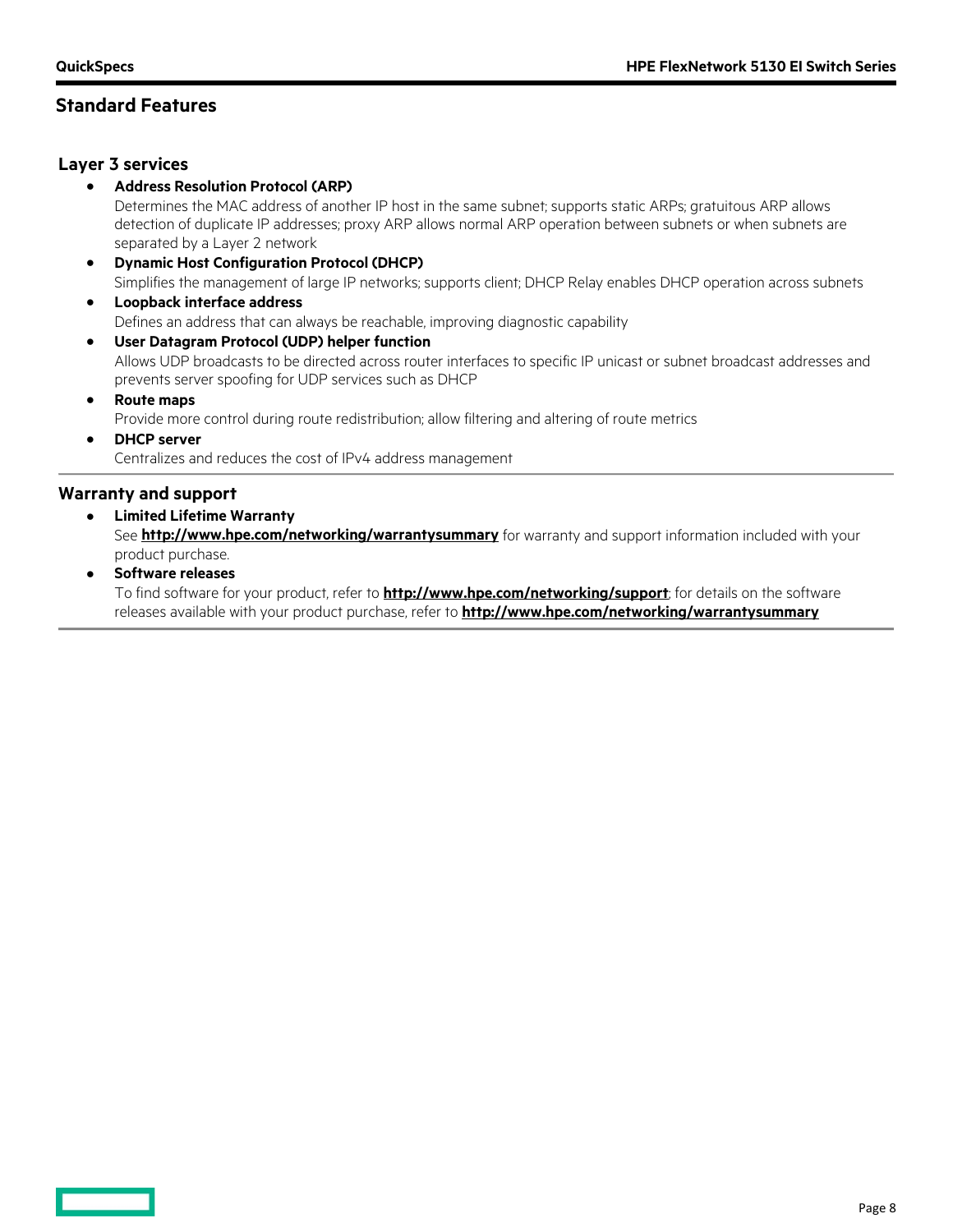## Standard Features

### Layer 3 services

- **Address Resolution Protocol (ARP)**
  Determines the MAC address of another IP host in the same subnet; supports static ARPs; gratuitous ARP allows detection of duplicate IP addresses; proxy ARP allows normal ARP operation between subnets or when subnets are separated by a Layer 2 network
- **Dynamic Host Configuration Protocol (DHCP)**
  Simplifies the management of large IP networks; supports client; DHCP Relay enables DHCP operation across subnets
- **Loopback interface address**
  Defines an address that can always be reachable, improving diagnostic capability
- **User Datagram Protocol (UDP) helper function**
  Allows UDP broadcasts to be directed across router interfaces to specific IP unicast or subnet broadcast addresses and prevents server spoofing for UDP services such as DHCP
- **Route maps**
  Provide more control during route redistribution; allow filtering and altering of route metrics
- **DHCP server**
  Centralizes and reduces the cost of IPv4 address management

### Warranty and support

- **Limited Lifetime Warranty**
  See **http://www.hpe.com/networking/warrantysummary** for warranty and support information included with your product purchase.
- **Software releases**
  To find software for your product, refer to **http://www.hpe.com/networking/support**; for details on the software releases available with your product purchase, refer to **http://www.hpe.com/networking/warrantysummary**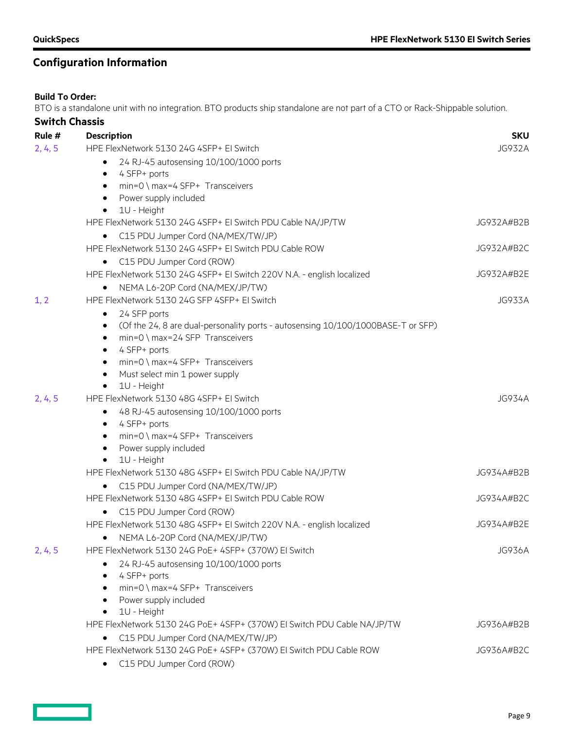## Configuration Information

**Build To Order:**
BTO is a standalone unit with no integration. BTO products ship standalone are not part of a CTO or Rack-Shippable solution.

### Switch Chassis

| Rule # | Description | SKU |
|---|---|---|
| 2, 4, 5 | HPE FlexNetwork 5130 24G 4SFP+ EI Switch<br>• 24 RJ-45 autosensing 10/100/1000 ports<br>• 4 SFP+ ports<br>• min=0 \ max=4 SFP+ Transceivers<br>• Power supply included<br>• 1U - Height | JG932A |
| | HPE FlexNetwork 5130 24G 4SFP+ EI Switch PDU Cable NA/JP/TW<br>• C15 PDU Jumper Cord (NA/MEX/TW/JP) | JG932A#B2B |
| | HPE FlexNetwork 5130 24G 4SFP+ EI Switch PDU Cable ROW<br>• C15 PDU Jumper Cord (ROW) | JG932A#B2C |
| | HPE FlexNetwork 5130 24G 4SFP+ EI Switch 220V N.A. - english localized<br>• NEMA L6-20P Cord (NA/MEX/JP/TW) | JG932A#B2E |
| 1, 2 | HPE FlexNetwork 5130 24G SFP 4SFP+ EI Switch<br>• 24 SFP ports<br>• (Of the 24, 8 are dual-personality ports - autosensing 10/100/1000BASE-T or SFP)<br>• min=0 \ max=24 SFP Transceivers<br>• 4 SFP+ ports<br>• min=0 \ max=4 SFP+ Transceivers<br>• Must select min 1 power supply<br>• 1U - Height | JG933A |
| 2, 4, 5 | HPE FlexNetwork 5130 48G 4SFP+ EI Switch<br>• 48 RJ-45 autosensing 10/100/1000 ports<br>• 4 SFP+ ports<br>• min=0 \ max=4 SFP+ Transceivers<br>• Power supply included<br>• 1U - Height | JG934A |
| | HPE FlexNetwork 5130 48G 4SFP+ EI Switch PDU Cable NA/JP/TW<br>• C15 PDU Jumper Cord (NA/MEX/TW/JP) | JG934A#B2B |
| | HPE FlexNetwork 5130 48G 4SFP+ EI Switch PDU Cable ROW<br>• C15 PDU Jumper Cord (ROW) | JG934A#B2C |
| | HPE FlexNetwork 5130 48G 4SFP+ EI Switch 220V N.A. - english localized<br>• NEMA L6-20P Cord (NA/MEX/JP/TW) | JG934A#B2E |
| 2, 4, 5 | HPE FlexNetwork 5130 24G PoE+ 4SFP+ (370W) EI Switch<br>• 24 RJ-45 autosensing 10/100/1000 ports<br>• 4 SFP+ ports<br>• min=0 \ max=4 SFP+ Transceivers<br>• Power supply included<br>• 1U - Height | JG936A |
| | HPE FlexNetwork 5130 24G PoE+ 4SFP+ (370W) EI Switch PDU Cable NA/JP/TW<br>• C15 PDU Jumper Cord (NA/MEX/TW/JP) | JG936A#B2B |
| | HPE FlexNetwork 5130 24G PoE+ 4SFP+ (370W) EI Switch PDU Cable ROW<br>• C15 PDU Jumper Cord (ROW) | JG936A#B2C |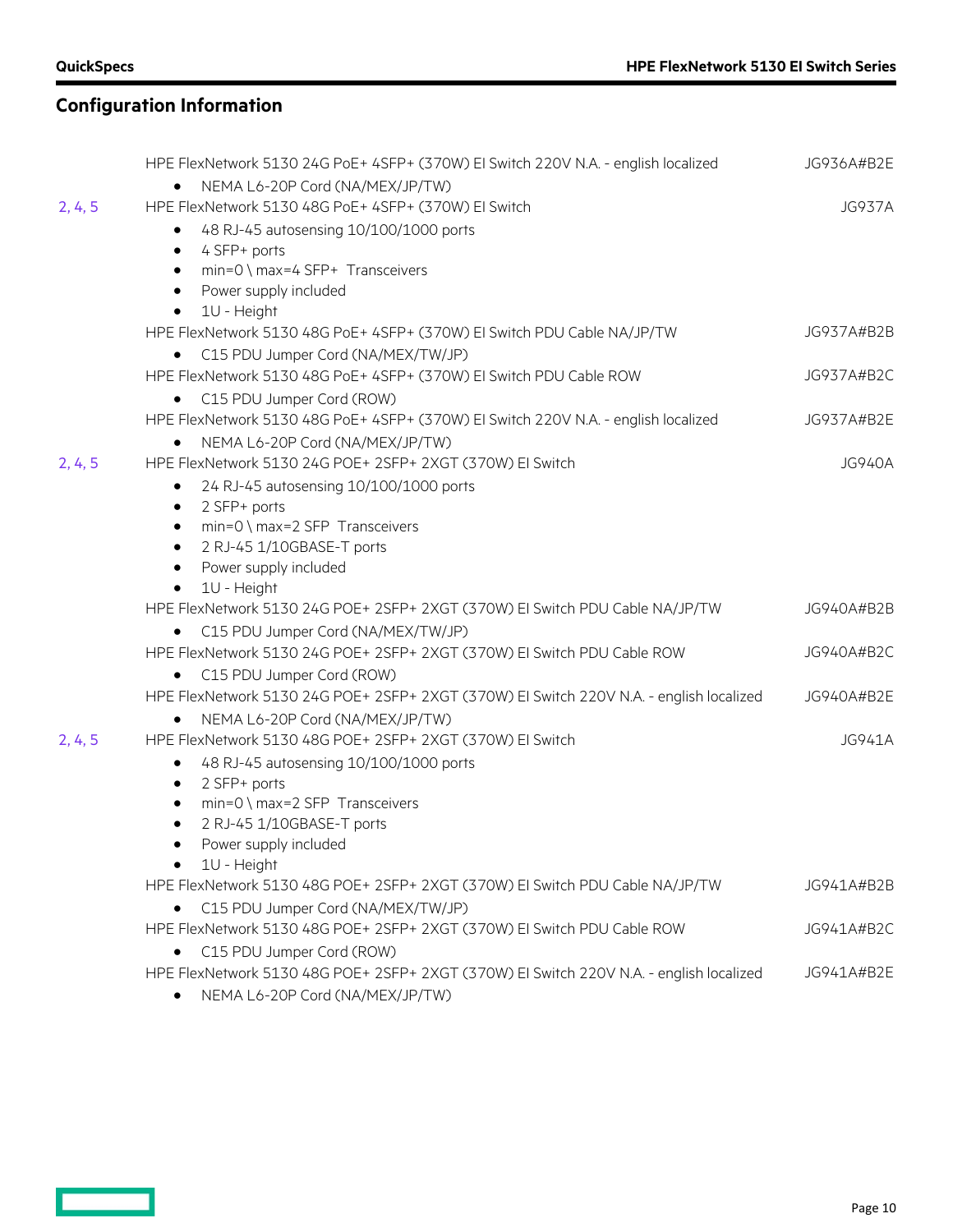## Configuration Information

| | | |
|---|---|---|
| | HPE FlexNetwork 5130 24G PoE+ 4SFP+ (370W) EI Switch 220V N.A. - english localized<br>• NEMA L6-20P Cord (NA/MEX/JP/TW) | JG936A#B2E |
| 2, 4, 5 | HPE FlexNetwork 5130 48G PoE+ 4SFP+ (370W) EI Switch<br>• 48 RJ-45 autosensing 10/100/1000 ports<br>• 4 SFP+ ports<br>• min=0 \ max=4 SFP+ Transceivers<br>• Power supply included<br>• 1U - Height | JG937A |
| | HPE FlexNetwork 5130 48G PoE+ 4SFP+ (370W) EI Switch PDU Cable NA/JP/TW<br>• C15 PDU Jumper Cord (NA/MEX/TW/JP) | JG937A#B2B |
| | HPE FlexNetwork 5130 48G PoE+ 4SFP+ (370W) EI Switch PDU Cable ROW<br>• C15 PDU Jumper Cord (ROW) | JG937A#B2C |
| | HPE FlexNetwork 5130 48G PoE+ 4SFP+ (370W) EI Switch 220V N.A. - english localized<br>• NEMA L6-20P Cord (NA/MEX/JP/TW) | JG937A#B2E |
| 2, 4, 5 | HPE FlexNetwork 5130 24G POE+ 2SFP+ 2XGT (370W) EI Switch<br>• 24 RJ-45 autosensing 10/100/1000 ports<br>• 2 SFP+ ports<br>• min=0 \ max=2 SFP Transceivers<br>• 2 RJ-45 1/10GBASE-T ports<br>• Power supply included<br>• 1U - Height | JG940A |
| | HPE FlexNetwork 5130 24G POE+ 2SFP+ 2XGT (370W) EI Switch PDU Cable NA/JP/TW<br>• C15 PDU Jumper Cord (NA/MEX/TW/JP) | JG940A#B2B |
| | HPE FlexNetwork 5130 24G POE+ 2SFP+ 2XGT (370W) EI Switch PDU Cable ROW<br>• C15 PDU Jumper Cord (ROW) | JG940A#B2C |
| | HPE FlexNetwork 5130 24G POE+ 2SFP+ 2XGT (370W) EI Switch 220V N.A. - english localized<br>• NEMA L6-20P Cord (NA/MEX/JP/TW) | JG940A#B2E |
| 2, 4, 5 | HPE FlexNetwork 5130 48G POE+ 2SFP+ 2XGT (370W) EI Switch<br>• 48 RJ-45 autosensing 10/100/1000 ports<br>• 2 SFP+ ports<br>• min=0 \ max=2 SFP Transceivers<br>• 2 RJ-45 1/10GBASE-T ports<br>• Power supply included<br>• 1U - Height | JG941A |
| | HPE FlexNetwork 5130 48G POE+ 2SFP+ 2XGT (370W) EI Switch PDU Cable NA/JP/TW<br>• C15 PDU Jumper Cord (NA/MEX/TW/JP) | JG941A#B2B |
| | HPE FlexNetwork 5130 48G POE+ 2SFP+ 2XGT (370W) EI Switch PDU Cable ROW<br>• C15 PDU Jumper Cord (ROW) | JG941A#B2C |
| | HPE FlexNetwork 5130 48G POE+ 2SFP+ 2XGT (370W) EI Switch 220V N.A. - english localized<br>• NEMA L6-20P Cord (NA/MEX/JP/TW) | JG941A#B2E |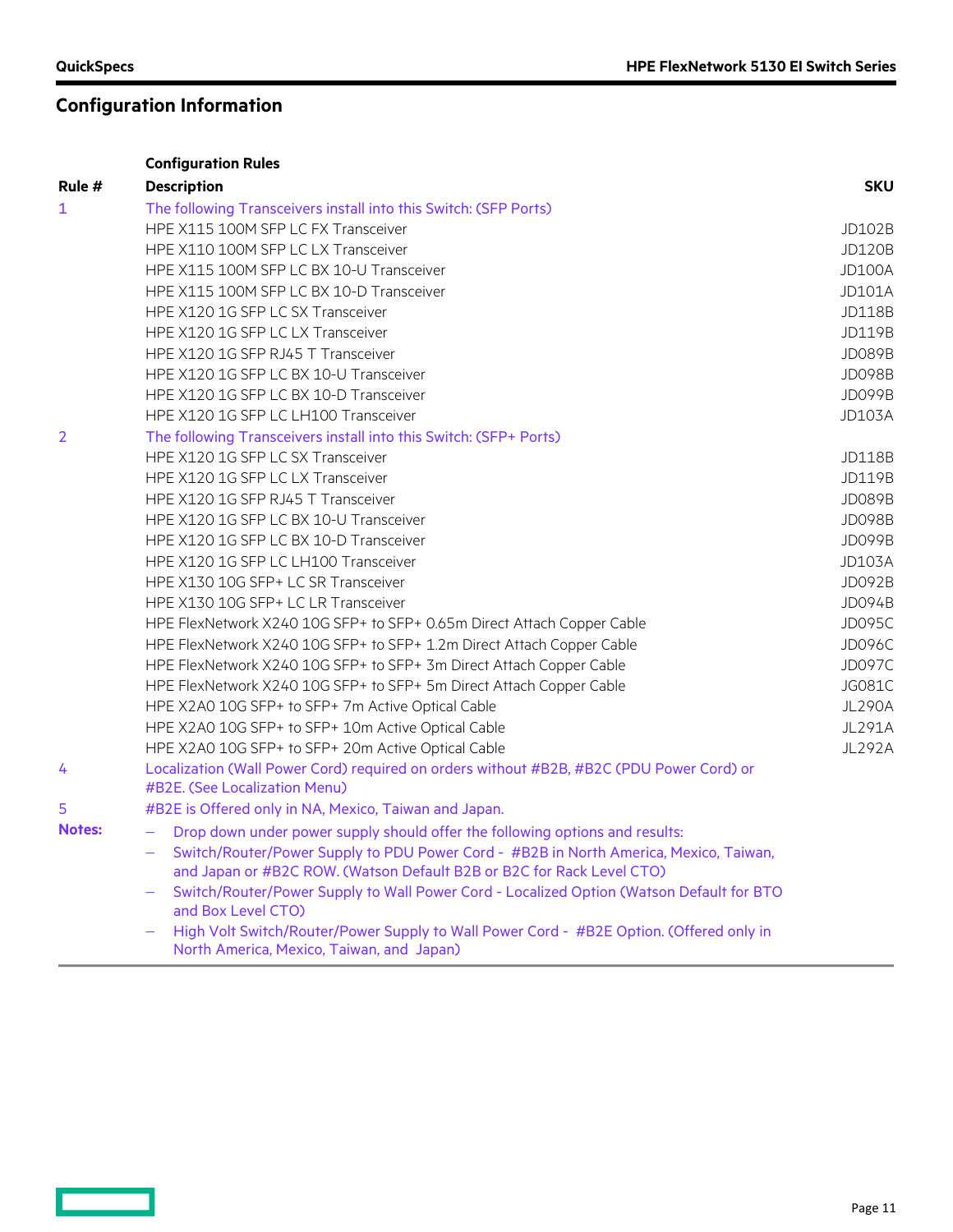## Configuration Information

| Rule # | Configuration Rules<br>Description | SKU |
|---|---|---|
| 1 | The following Transceivers install into this Switch: (SFP Ports) | |
| | HPE X115 100M SFP LC FX Transceiver | JD102B |
| | HPE X110 100M SFP LC LX Transceiver | JD120B |
| | HPE X115 100M SFP LC BX 10-U Transceiver | JD100A |
| | HPE X115 100M SFP LC BX 10-D Transceiver | JD101A |
| | HPE X120 1G SFP LC SX Transceiver | JD118B |
| | HPE X120 1G SFP LC LX Transceiver | JD119B |
| | HPE X120 1G SFP RJ45 T Transceiver | JD089B |
| | HPE X120 1G SFP LC BX 10-U Transceiver | JD098B |
| | HPE X120 1G SFP LC BX 10-D Transceiver | JD099B |
| | HPE X120 1G SFP LC LH100 Transceiver | JD103A |
| 2 | The following Transceivers install into this Switch: (SFP+ Ports) | |
| | HPE X120 1G SFP LC SX Transceiver | JD118B |
| | HPE X120 1G SFP LC LX Transceiver | JD119B |
| | HPE X120 1G SFP RJ45 T Transceiver | JD089B |
| | HPE X120 1G SFP LC BX 10-U Transceiver | JD098B |
| | HPE X120 1G SFP LC BX 10-D Transceiver | JD099B |
| | HPE X120 1G SFP LC LH100 Transceiver | JD103A |
| | HPE X130 10G SFP+ LC SR Transceiver | JD092B |
| | HPE X130 10G SFP+ LC LR Transceiver | JD094B |
| | HPE FlexNetwork X240 10G SFP+ to SFP+ 0.65m Direct Attach Copper Cable | JD095C |
| | HPE FlexNetwork X240 10G SFP+ to SFP+ 1.2m Direct Attach Copper Cable | JD096C |
| | HPE FlexNetwork X240 10G SFP+ to SFP+ 3m Direct Attach Copper Cable | JD097C |
| | HPE FlexNetwork X240 10G SFP+ to SFP+ 5m Direct Attach Copper Cable | JG081C |
| | HPE X2A0 10G SFP+ to SFP+ 7m Active Optical Cable | JL290A |
| | HPE X2A0 10G SFP+ to SFP+ 10m Active Optical Cable | JL291A |
| | HPE X2A0 10G SFP+ to SFP+ 20m Active Optical Cable | JL292A |
| 4 | Localization (Wall Power Cord) required on orders without #B2B, #B2C (PDU Power Cord) or #B2E. (See Localization Menu) | |
| 5 | #B2E is Offered only in NA, Mexico, Taiwan and Japan. | |
| **Notes:** | – Drop down under power supply should offer the following options and results:<br>– Switch/Router/Power Supply to PDU Power Cord - #B2B in North America, Mexico, Taiwan, and Japan or #B2C ROW. (Watson Default B2B or B2C for Rack Level CTO)<br>– Switch/Router/Power Supply to Wall Power Cord - Localized Option (Watson Default for BTO and Box Level CTO)<br>– High Volt Switch/Router/Power Supply to Wall Power Cord - #B2E Option. (Offered only in North America, Mexico, Taiwan, and Japan) | |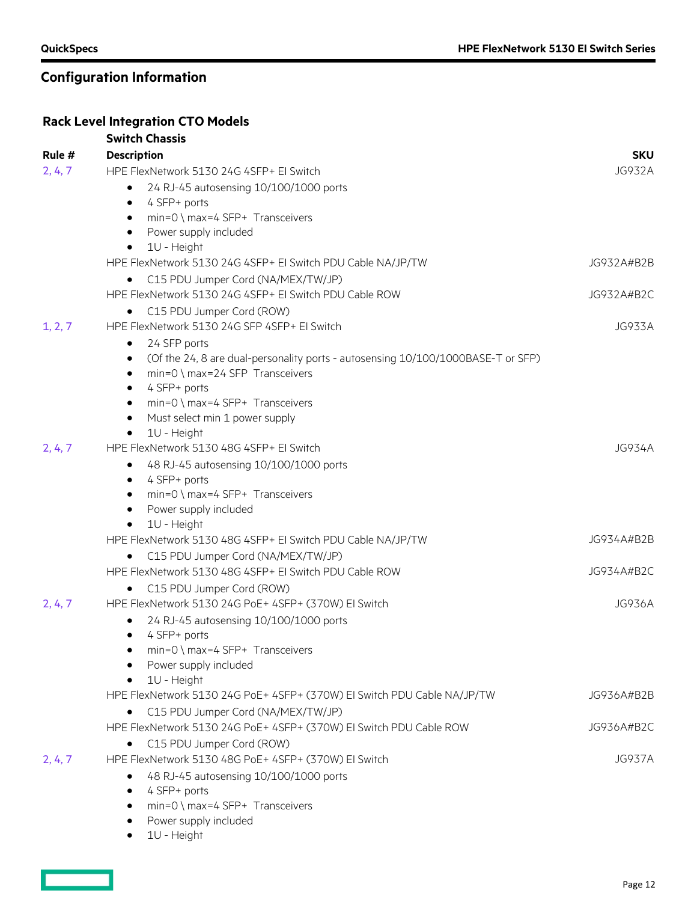## Configuration Information

### Rack Level Integration CTO Models

| Rule # | Switch Chassis Description | SKU |
|---|---|---|
| 2, 4, 7 | HPE FlexNetwork 5130 24G 4SFP+ EI Switch<br>• 24 RJ-45 autosensing 10/100/1000 ports<br>• 4 SFP+ ports<br>• min=0 \ max=4 SFP+ Transceivers<br>• Power supply included<br>• 1U - Height | JG932A |
| | HPE FlexNetwork 5130 24G 4SFP+ EI Switch PDU Cable NA/JP/TW<br>• C15 PDU Jumper Cord (NA/MEX/TW/JP) | JG932A#B2B |
| | HPE FlexNetwork 5130 24G 4SFP+ EI Switch PDU Cable ROW<br>• C15 PDU Jumper Cord (ROW) | JG932A#B2C |
| 1, 2, 7 | HPE FlexNetwork 5130 24G SFP 4SFP+ EI Switch<br>• 24 SFP ports<br>• (Of the 24, 8 are dual-personality ports - autosensing 10/100/1000BASE-T or SFP)<br>• min=0 \ max=24 SFP Transceivers<br>• 4 SFP+ ports<br>• min=0 \ max=4 SFP+ Transceivers<br>• Must select min 1 power supply<br>• 1U - Height | JG933A |
| 2, 4, 7 | HPE FlexNetwork 5130 48G 4SFP+ EI Switch<br>• 48 RJ-45 autosensing 10/100/1000 ports<br>• 4 SFP+ ports<br>• min=0 \ max=4 SFP+ Transceivers<br>• Power supply included<br>• 1U - Height | JG934A |
| | HPE FlexNetwork 5130 48G 4SFP+ EI Switch PDU Cable NA/JP/TW<br>• C15 PDU Jumper Cord (NA/MEX/TW/JP) | JG934A#B2B |
| | HPE FlexNetwork 5130 48G 4SFP+ EI Switch PDU Cable ROW<br>• C15 PDU Jumper Cord (ROW) | JG934A#B2C |
| 2, 4, 7 | HPE FlexNetwork 5130 24G PoE+ 4SFP+ (370W) EI Switch<br>• 24 RJ-45 autosensing 10/100/1000 ports<br>• 4 SFP+ ports<br>• min=0 \ max=4 SFP+ Transceivers<br>• Power supply included<br>• 1U - Height | JG936A |
| | HPE FlexNetwork 5130 24G PoE+ 4SFP+ (370W) EI Switch PDU Cable NA/JP/TW<br>• C15 PDU Jumper Cord (NA/MEX/TW/JP) | JG936A#B2B |
| | HPE FlexNetwork 5130 24G PoE+ 4SFP+ (370W) EI Switch PDU Cable ROW<br>• C15 PDU Jumper Cord (ROW) | JG936A#B2C |
| 2, 4, 7 | HPE FlexNetwork 5130 48G PoE+ 4SFP+ (370W) EI Switch<br>• 48 RJ-45 autosensing 10/100/1000 ports<br>• 4 SFP+ ports<br>• min=0 \ max=4 SFP+ Transceivers<br>• Power supply included<br>• 1U - Height | JG937A |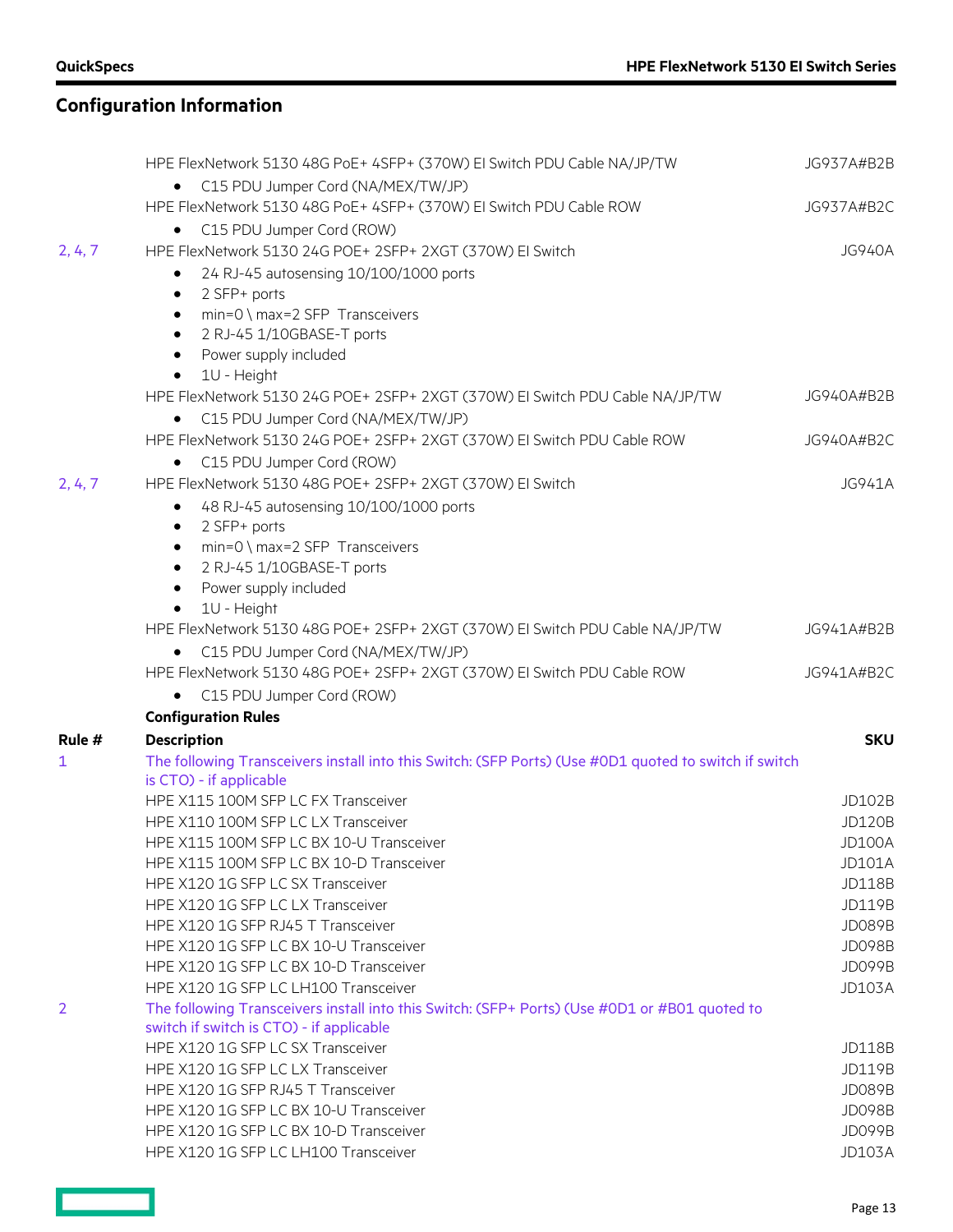## Configuration Information

| | | |
|---|---|---|
| | HPE FlexNetwork 5130 48G PoE+ 4SFP+ (370W) EI Switch PDU Cable NA/JP/TW<br>• C15 PDU Jumper Cord (NA/MEX/TW/JP) | JG937A#B2B |
| | HPE FlexNetwork 5130 48G PoE+ 4SFP+ (370W) EI Switch PDU Cable ROW<br>• C15 PDU Jumper Cord (ROW) | JG937A#B2C |
| 2, 4, 7 | HPE FlexNetwork 5130 24G POE+ 2SFP+ 2XGT (370W) EI Switch<br>• 24 RJ-45 autosensing 10/100/1000 ports<br>• 2 SFP+ ports<br>• min=0 \ max=2 SFP Transceivers<br>• 2 RJ-45 1/10GBASE-T ports<br>• Power supply included<br>• 1U - Height | JG940A |
| | HPE FlexNetwork 5130 24G POE+ 2SFP+ 2XGT (370W) EI Switch PDU Cable NA/JP/TW<br>• C15 PDU Jumper Cord (NA/MEX/TW/JP) | JG940A#B2B |
| | HPE FlexNetwork 5130 24G POE+ 2SFP+ 2XGT (370W) EI Switch PDU Cable ROW<br>• C15 PDU Jumper Cord (ROW) | JG940A#B2C |
| 2, 4, 7 | HPE FlexNetwork 5130 48G POE+ 2SFP+ 2XGT (370W) EI Switch<br>• 48 RJ-45 autosensing 10/100/1000 ports<br>• 2 SFP+ ports<br>• min=0 \ max=2 SFP Transceivers<br>• 2 RJ-45 1/10GBASE-T ports<br>• Power supply included<br>• 1U - Height | JG941A |
| | HPE FlexNetwork 5130 48G POE+ 2SFP+ 2XGT (370W) EI Switch PDU Cable NA/JP/TW<br>• C15 PDU Jumper Cord (NA/MEX/TW/JP) | JG941A#B2B |
| | HPE FlexNetwork 5130 48G POE+ 2SFP+ 2XGT (370W) EI Switch PDU Cable ROW<br>• C15 PDU Jumper Cord (ROW) | JG941A#B2C |

**Configuration Rules**

| Rule # | Description | SKU |
|---|---|---|
| 1 | The following Transceivers install into this Switch: (SFP Ports) (Use #0D1 quoted to switch if switch is CTO) - if applicable | |
| | HPE X115 100M SFP LC FX Transceiver | JD102B |
| | HPE X110 100M SFP LC LX Transceiver | JD120B |
| | HPE X115 100M SFP LC BX 10-U Transceiver | JD100A |
| | HPE X115 100M SFP LC BX 10-D Transceiver | JD101A |
| | HPE X120 1G SFP LC SX Transceiver | JD118B |
| | HPE X120 1G SFP LC LX Transceiver | JD119B |
| | HPE X120 1G SFP RJ45 T Transceiver | JD089B |
| | HPE X120 1G SFP LC BX 10-U Transceiver | JD098B |
| | HPE X120 1G SFP LC BX 10-D Transceiver | JD099B |
| | HPE X120 1G SFP LC LH100 Transceiver | JD103A |
| 2 | The following Transceivers install into this Switch: (SFP+ Ports) (Use #0D1 or #B01 quoted to switch if switch is CTO) - if applicable | |
| | HPE X120 1G SFP LC SX Transceiver | JD118B |
| | HPE X120 1G SFP LC LX Transceiver | JD119B |
| | HPE X120 1G SFP RJ45 T Transceiver | JD089B |
| | HPE X120 1G SFP LC BX 10-U Transceiver | JD098B |
| | HPE X120 1G SFP LC BX 10-D Transceiver | JD099B |
| | HPE X120 1G SFP LC LH100 Transceiver | JD103A |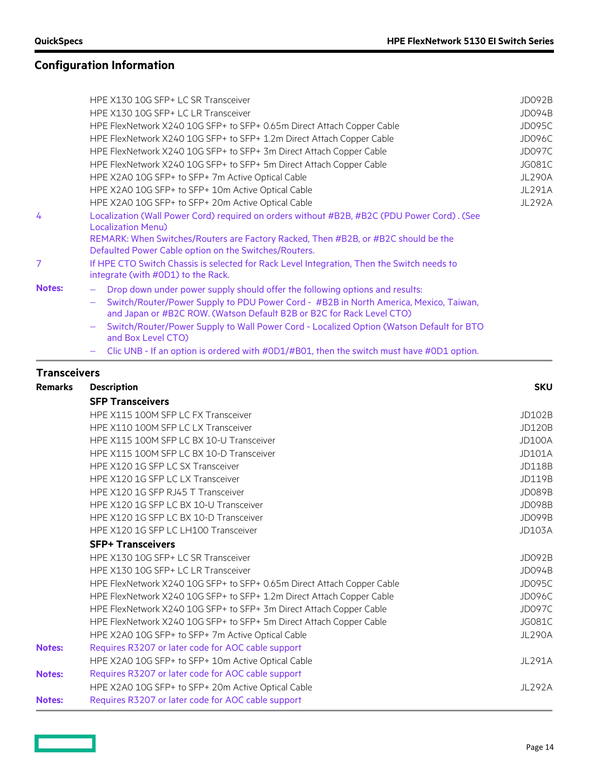## Configuration Information

| Remarks | Description | SKU |
|---|---|---|
| | HPE X130 10G SFP+ LC SR Transceiver | JD092B |
| | HPE X130 10G SFP+ LC LR Transceiver | JD094B |
| | HPE FlexNetwork X240 10G SFP+ to SFP+ 0.65m Direct Attach Copper Cable | JD095C |
| | HPE FlexNetwork X240 10G SFP+ to SFP+ 1.2m Direct Attach Copper Cable | JD096C |
| | HPE FlexNetwork X240 10G SFP+ to SFP+ 3m Direct Attach Copper Cable | JD097C |
| | HPE FlexNetwork X240 10G SFP+ to SFP+ 5m Direct Attach Copper Cable | JG081C |
| | HPE X2A0 10G SFP+ to SFP+ 7m Active Optical Cable | JL290A |
| | HPE X2A0 10G SFP+ to SFP+ 10m Active Optical Cable | JL291A |
| | HPE X2A0 10G SFP+ to SFP+ 20m Active Optical Cable | JL292A |
| 4 | Localization (Wall Power Cord) required on orders without #B2B, #B2C (PDU Power Cord) . (See Localization Menu)<br>REMARK: When Switches/Routers are Factory Racked, Then #B2B, or #B2C should be the Defaulted Power Cable option on the Switches/Routers. | |
| 7 | If HPE CTO Switch Chassis is selected for Rack Level Integration, Then the Switch needs to integrate (with #0D1) to the Rack. | |
| **Notes:** | – Drop down under power supply should offer the following options and results:<br>– Switch/Router/Power Supply to PDU Power Cord - #B2B in North America, Mexico, Taiwan, and Japan or #B2C ROW. (Watson Default B2B or B2C for Rack Level CTO)<br>– Switch/Router/Power Supply to Wall Power Cord - Localized Option (Watson Default for BTO and Box Level CTO)<br>– Clic UNB - If an option is ordered with #0D1/#B01, then the switch must have #0D1 option. | |

## Transceivers

| Remarks | Description | SKU |
|---|---|---|
| | **SFP Transceivers** | |
| | HPE X115 100M SFP LC FX Transceiver | JD102B |
| | HPE X110 100M SFP LC LX Transceiver | JD120B |
| | HPE X115 100M SFP LC BX 10-U Transceiver | JD100A |
| | HPE X115 100M SFP LC BX 10-D Transceiver | JD101A |
| | HPE X120 1G SFP LC SX Transceiver | JD118B |
| | HPE X120 1G SFP LC LX Transceiver | JD119B |
| | HPE X120 1G SFP RJ45 T Transceiver | JD089B |
| | HPE X120 1G SFP LC BX 10-U Transceiver | JD098B |
| | HPE X120 1G SFP LC BX 10-D Transceiver | JD099B |
| | HPE X120 1G SFP LC LH100 Transceiver | JD103A |
| | **SFP+ Transceivers** | |
| | HPE X130 10G SFP+ LC SR Transceiver | JD092B |
| | HPE X130 10G SFP+ LC LR Transceiver | JD094B |
| | HPE FlexNetwork X240 10G SFP+ to SFP+ 0.65m Direct Attach Copper Cable | JD095C |
| | HPE FlexNetwork X240 10G SFP+ to SFP+ 1.2m Direct Attach Copper Cable | JD096C |
| | HPE FlexNetwork X240 10G SFP+ to SFP+ 3m Direct Attach Copper Cable | JD097C |
| | HPE FlexNetwork X240 10G SFP+ to SFP+ 5m Direct Attach Copper Cable | JG081C |
| | HPE X2A0 10G SFP+ to SFP+ 7m Active Optical Cable | JL290A |
| **Notes:** | Requires R3207 or later code for AOC cable support | |
| | HPE X2A0 10G SFP+ to SFP+ 10m Active Optical Cable | JL291A |
| **Notes:** | Requires R3207 or later code for AOC cable support | |
| | HPE X2A0 10G SFP+ to SFP+ 20m Active Optical Cable | JL292A |
| **Notes:** | Requires R3207 or later code for AOC cable support | |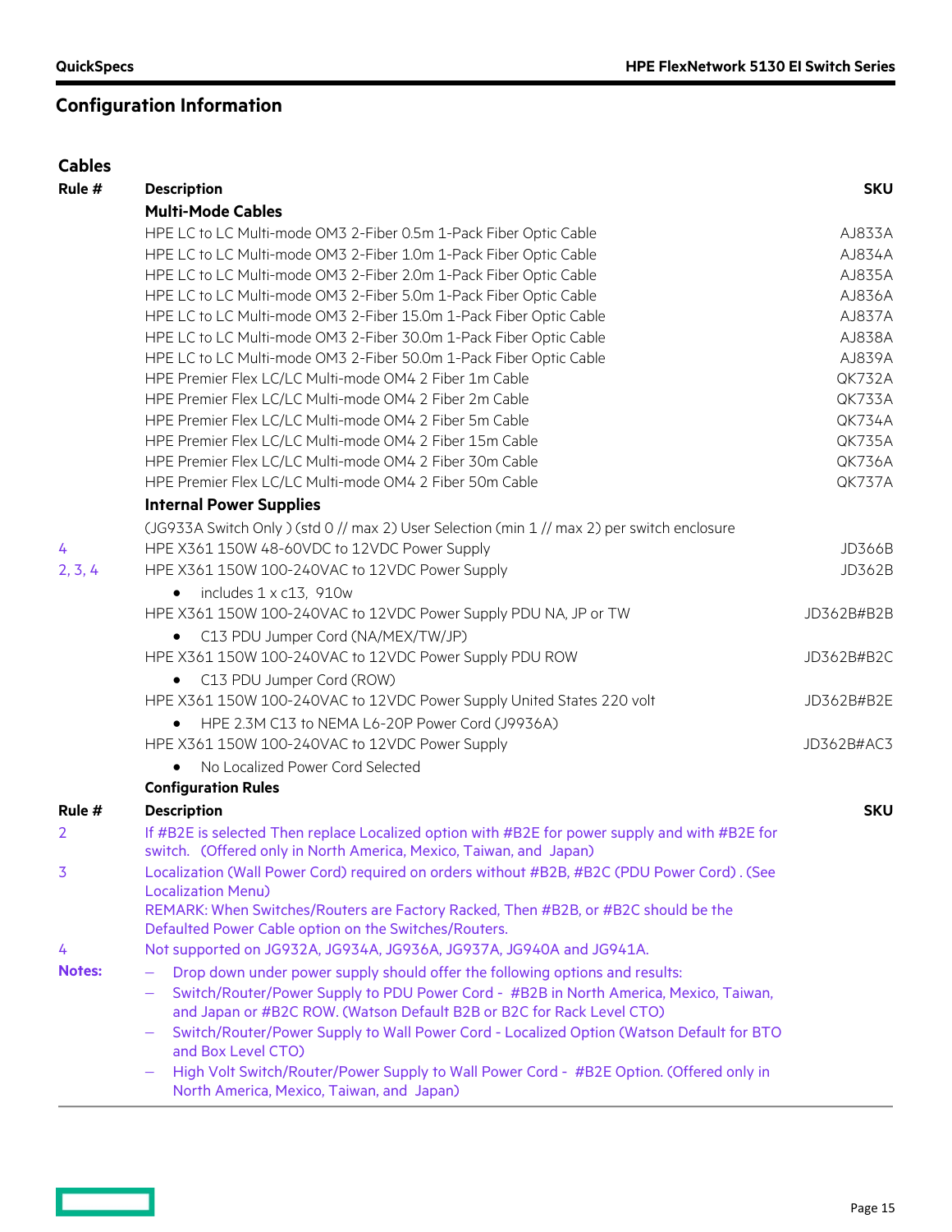## Configuration Information

### Cables

| Rule # | Description | SKU |
|---|---|---|
| | **Multi-Mode Cables** | |
| | HPE LC to LC Multi-mode OM3 2-Fiber 0.5m 1-Pack Fiber Optic Cable | AJ833A |
| | HPE LC to LC Multi-mode OM3 2-Fiber 1.0m 1-Pack Fiber Optic Cable | AJ834A |
| | HPE LC to LC Multi-mode OM3 2-Fiber 2.0m 1-Pack Fiber Optic Cable | AJ835A |
| | HPE LC to LC Multi-mode OM3 2-Fiber 5.0m 1-Pack Fiber Optic Cable | AJ836A |
| | HPE LC to LC Multi-mode OM3 2-Fiber 15.0m 1-Pack Fiber Optic Cable | AJ837A |
| | HPE LC to LC Multi-mode OM3 2-Fiber 30.0m 1-Pack Fiber Optic Cable | AJ838A |
| | HPE LC to LC Multi-mode OM3 2-Fiber 50.0m 1-Pack Fiber Optic Cable | AJ839A |
| | HPE Premier Flex LC/LC Multi-mode OM4 2 Fiber 1m Cable | QK732A |
| | HPE Premier Flex LC/LC Multi-mode OM4 2 Fiber 2m Cable | QK733A |
| | HPE Premier Flex LC/LC Multi-mode OM4 2 Fiber 5m Cable | QK734A |
| | HPE Premier Flex LC/LC Multi-mode OM4 2 Fiber 15m Cable | QK735A |
| | HPE Premier Flex LC/LC Multi-mode OM4 2 Fiber 30m Cable | QK736A |
| | HPE Premier Flex LC/LC Multi-mode OM4 2 Fiber 50m Cable | QK737A |
| | **Internal Power Supplies** | |
| | (JG933A Switch Only ) (std 0 // max 2) User Selection (min 1 // max 2) per switch enclosure | |
| 4 | HPE X361 150W 48-60VDC to 12VDC Power Supply | JD366B |
| 2, 3, 4 | HPE X361 150W 100-240VAC to 12VDC Power Supply<br>• includes 1 x c13, 910w | JD362B |
| | HPE X361 150W 100-240VAC to 12VDC Power Supply PDU NA, JP or TW<br>• C13 PDU Jumper Cord (NA/MEX/TW/JP) | JD362B#B2B |
| | HPE X361 150W 100-240VAC to 12VDC Power Supply PDU ROW<br>• C13 PDU Jumper Cord (ROW) | JD362B#B2C |
| | HPE X361 150W 100-240VAC to 12VDC Power Supply United States 220 volt<br>• HPE 2.3M C13 to NEMA L6-20P Power Cord (J9936A) | JD362B#B2E |
| | HPE X361 150W 100-240VAC to 12VDC Power Supply<br>• No Localized Power Cord Selected | JD362B#AC3 |

**Configuration Rules**

| Rule # | Description | SKU |
|---|---|---|
| 2 | If #B2E is selected Then replace Localized option with #B2E for power supply and with #B2E for switch. (Offered only in North America, Mexico, Taiwan, and Japan) | |
| 3 | Localization (Wall Power Cord) required on orders without #B2B, #B2C (PDU Power Cord) . (See Localization Menu)<br>REMARK: When Switches/Routers are Factory Racked, Then #B2B, or #B2C should be the Defaulted Power Cable option on the Switches/Routers. | |
| 4 | Not supported on JG932A, JG934A, JG936A, JG937A, JG940A and JG941A. | |

**Notes:**

- Drop down under power supply should offer the following options and results:
- Switch/Router/Power Supply to PDU Power Cord - #B2B in North America, Mexico, Taiwan, and Japan or #B2C ROW. (Watson Default B2B or B2C for Rack Level CTO)
- Switch/Router/Power Supply to Wall Power Cord - Localized Option (Watson Default for BTO and Box Level CTO)
- High Volt Switch/Router/Power Supply to Wall Power Cord - #B2E Option. (Offered only in North America, Mexico, Taiwan, and Japan)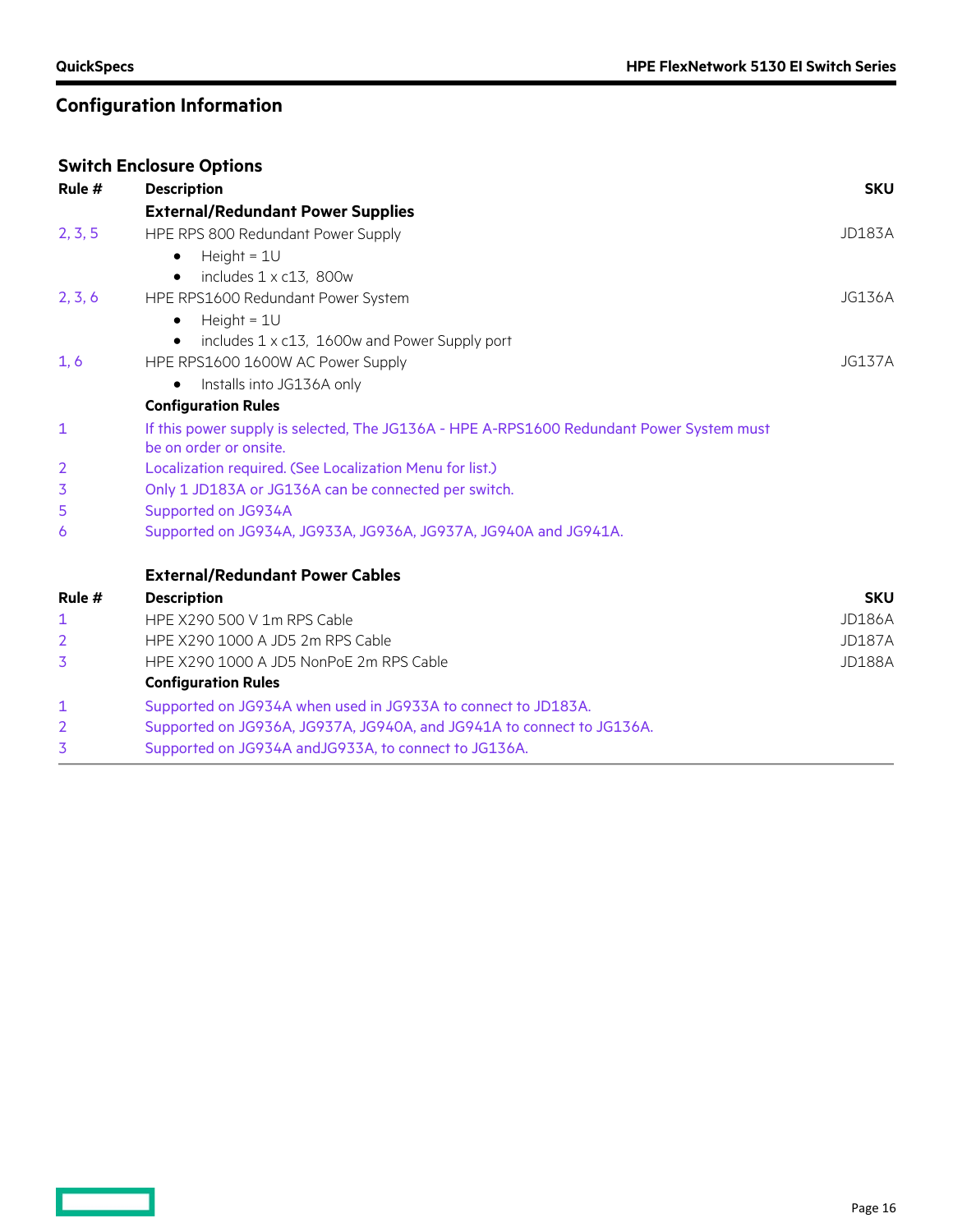## Configuration Information

### Switch Enclosure Options

| Rule # | Description | SKU |
|---|---|---|
| | **External/Redundant Power Supplies** | |
| 2, 3, 5 | HPE RPS 800 Redundant Power Supply<br>• Height = 1U<br>• includes 1 x c13, 800w | JD183A |
| 2, 3, 6 | HPE RPS1600 Redundant Power System<br>• Height = 1U<br>• includes 1 x c13, 1600w and Power Supply port | JG136A |
| 1, 6 | HPE RPS1600 1600W AC Power Supply<br>• Installs into JG136A only | JG137A |
| | **Configuration Rules** | |
| 1 | If this power supply is selected, The JG136A - HPE A-RPS1600 Redundant Power System must be on order or onsite. | |
| 2 | Localization required. (See Localization Menu for list.) | |
| 3 | Only 1 JD183A or JG136A can be connected per switch. | |
| 5 | Supported on JG934A | |
| 6 | Supported on JG934A, JG933A, JG936A, JG937A, JG940A and JG941A. | |

**External/Redundant Power Cables**

| Rule # | Description | SKU |
|---|---|---|
| 1 | HPE X290 500 V 1m RPS Cable | JD186A |
| 2 | HPE X290 1000 A JD5 2m RPS Cable | JD187A |
| 3 | HPE X290 1000 A JD5 NonPoE 2m RPS Cable | JD188A |
| | **Configuration Rules** | |
| 1 | Supported on JG934A when used in JG933A to connect to JD183A. | |
| 2 | Supported on JG936A, JG937A, JG940A, and JG941A to connect to JG136A. | |
| 3 | Supported on JG934A andJG933A, to connect to JG136A. | |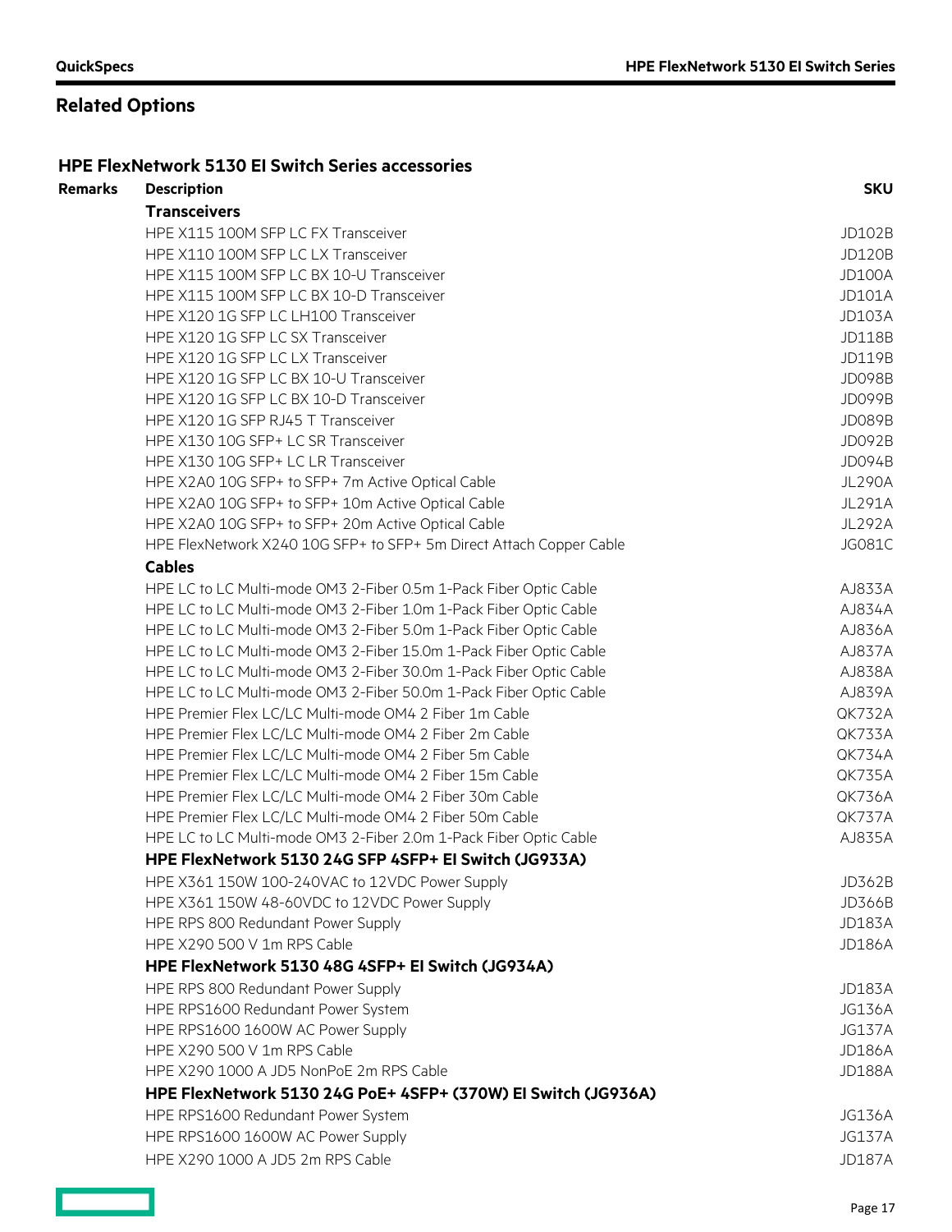## Related Options

### HPE FlexNetwork 5130 EI Switch Series accessories

| Remarks | Description | SKU |
|---|---|---|
| | **Transceivers** | |
| | HPE X115 100M SFP LC FX Transceiver | JD102B |
| | HPE X110 100M SFP LC LX Transceiver | JD120B |
| | HPE X115 100M SFP LC BX 10-U Transceiver | JD100A |
| | HPE X115 100M SFP LC BX 10-D Transceiver | JD101A |
| | HPE X120 1G SFP LC LH100 Transceiver | JD103A |
| | HPE X120 1G SFP LC SX Transceiver | JD118B |
| | HPE X120 1G SFP LC LX Transceiver | JD119B |
| | HPE X120 1G SFP LC BX 10-U Transceiver | JD098B |
| | HPE X120 1G SFP LC BX 10-D Transceiver | JD099B |
| | HPE X120 1G SFP RJ45 T Transceiver | JD089B |
| | HPE X130 10G SFP+ LC SR Transceiver | JD092B |
| | HPE X130 10G SFP+ LC LR Transceiver | JD094B |
| | HPE X2A0 10G SFP+ to SFP+ 7m Active Optical Cable | JL290A |
| | HPE X2A0 10G SFP+ to SFP+ 10m Active Optical Cable | JL291A |
| | HPE X2A0 10G SFP+ to SFP+ 20m Active Optical Cable | JL292A |
| | HPE FlexNetwork X240 10G SFP+ to SFP+ 5m Direct Attach Copper Cable | JG081C |
| | **Cables** | |
| | HPE LC to LC Multi-mode OM3 2-Fiber 0.5m 1-Pack Fiber Optic Cable | AJ833A |
| | HPE LC to LC Multi-mode OM3 2-Fiber 1.0m 1-Pack Fiber Optic Cable | AJ834A |
| | HPE LC to LC Multi-mode OM3 2-Fiber 5.0m 1-Pack Fiber Optic Cable | AJ836A |
| | HPE LC to LC Multi-mode OM3 2-Fiber 15.0m 1-Pack Fiber Optic Cable | AJ837A |
| | HPE LC to LC Multi-mode OM3 2-Fiber 30.0m 1-Pack Fiber Optic Cable | AJ838A |
| | HPE LC to LC Multi-mode OM3 2-Fiber 50.0m 1-Pack Fiber Optic Cable | AJ839A |
| | HPE Premier Flex LC/LC Multi-mode OM4 2 Fiber 1m Cable | QK732A |
| | HPE Premier Flex LC/LC Multi-mode OM4 2 Fiber 2m Cable | QK733A |
| | HPE Premier Flex LC/LC Multi-mode OM4 2 Fiber 5m Cable | QK734A |
| | HPE Premier Flex LC/LC Multi-mode OM4 2 Fiber 15m Cable | QK735A |
| | HPE Premier Flex LC/LC Multi-mode OM4 2 Fiber 30m Cable | QK736A |
| | HPE Premier Flex LC/LC Multi-mode OM4 2 Fiber 50m Cable | QK737A |
| | HPE LC to LC Multi-mode OM3 2-Fiber 2.0m 1-Pack Fiber Optic Cable | AJ835A |
| | **HPE FlexNetwork 5130 24G SFP 4SFP+ EI Switch (JG933A)** | |
| | HPE X361 150W 100-240VAC to 12VDC Power Supply | JD362B |
| | HPE X361 150W 48-60VDC to 12VDC Power Supply | JD366B |
| | HPE RPS 800 Redundant Power Supply | JD183A |
| | HPE X290 500 V 1m RPS Cable | JD186A |
| | **HPE FlexNetwork 5130 48G 4SFP+ EI Switch (JG934A)** | |
| | HPE RPS 800 Redundant Power Supply | JD183A |
| | HPE RPS1600 Redundant Power System | JG136A |
| | HPE RPS1600 1600W AC Power Supply | JG137A |
| | HPE X290 500 V 1m RPS Cable | JD186A |
| | HPE X290 1000 A JD5 NonPoE 2m RPS Cable | JD188A |
| | **HPE FlexNetwork 5130 24G PoE+ 4SFP+ (370W) EI Switch (JG936A)** | |
| | HPE RPS1600 Redundant Power System | JG136A |
| | HPE RPS1600 1600W AC Power Supply | JG137A |
| | HPE X290 1000 A JD5 2m RPS Cable | JD187A |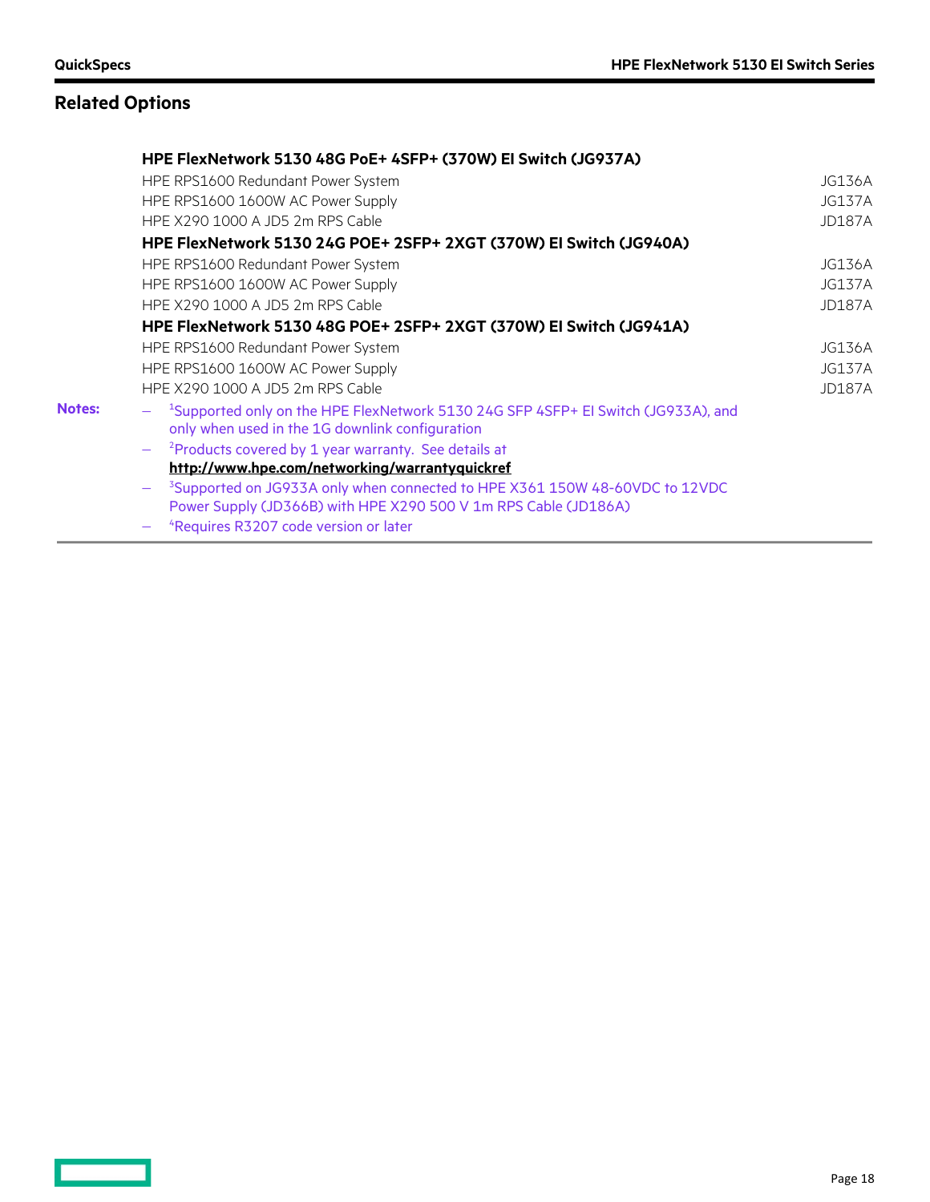## Related Options

**HPE FlexNetwork 5130 48G PoE+ 4SFP+ (370W) EI Switch (JG937A)**

| | |
|---|---|
| HPE RPS1600 Redundant Power System | JG136A |
| HPE RPS1600 1600W AC Power Supply | JG137A |
| HPE X290 1000 A JD5 2m RPS Cable | JD187A |

**HPE FlexNetwork 5130 24G POE+ 2SFP+ 2XGT (370W) EI Switch (JG940A)**

| | |
|---|---|
| HPE RPS1600 Redundant Power System | JG136A |
| HPE RPS1600 1600W AC Power Supply | JG137A |
| HPE X290 1000 A JD5 2m RPS Cable | JD187A |

**HPE FlexNetwork 5130 48G POE+ 2SFP+ 2XGT (370W) EI Switch (JG941A)**

| | |
|---|---|
| HPE RPS1600 Redundant Power System | JG136A |
| HPE RPS1600 1600W AC Power Supply | JG137A |
| HPE X290 1000 A JD5 2m RPS Cable | JD187A |

**Notes:**

- [1]Supported only on the HPE FlexNetwork 5130 24G SFP 4SFP+ EI Switch (JG933A), and only when used in the 1G downlink configuration
- [2]Products covered by 1 year warranty. See details at **http://www.hpe.com/networking/warrantyquickref**
- [3]Supported on JG933A only when connected to HPE X361 150W 48-60VDC to 12VDC Power Supply (JD366B) with HPE X290 500 V 1m RPS Cable (JD186A)
- [4]Requires R3207 code version or later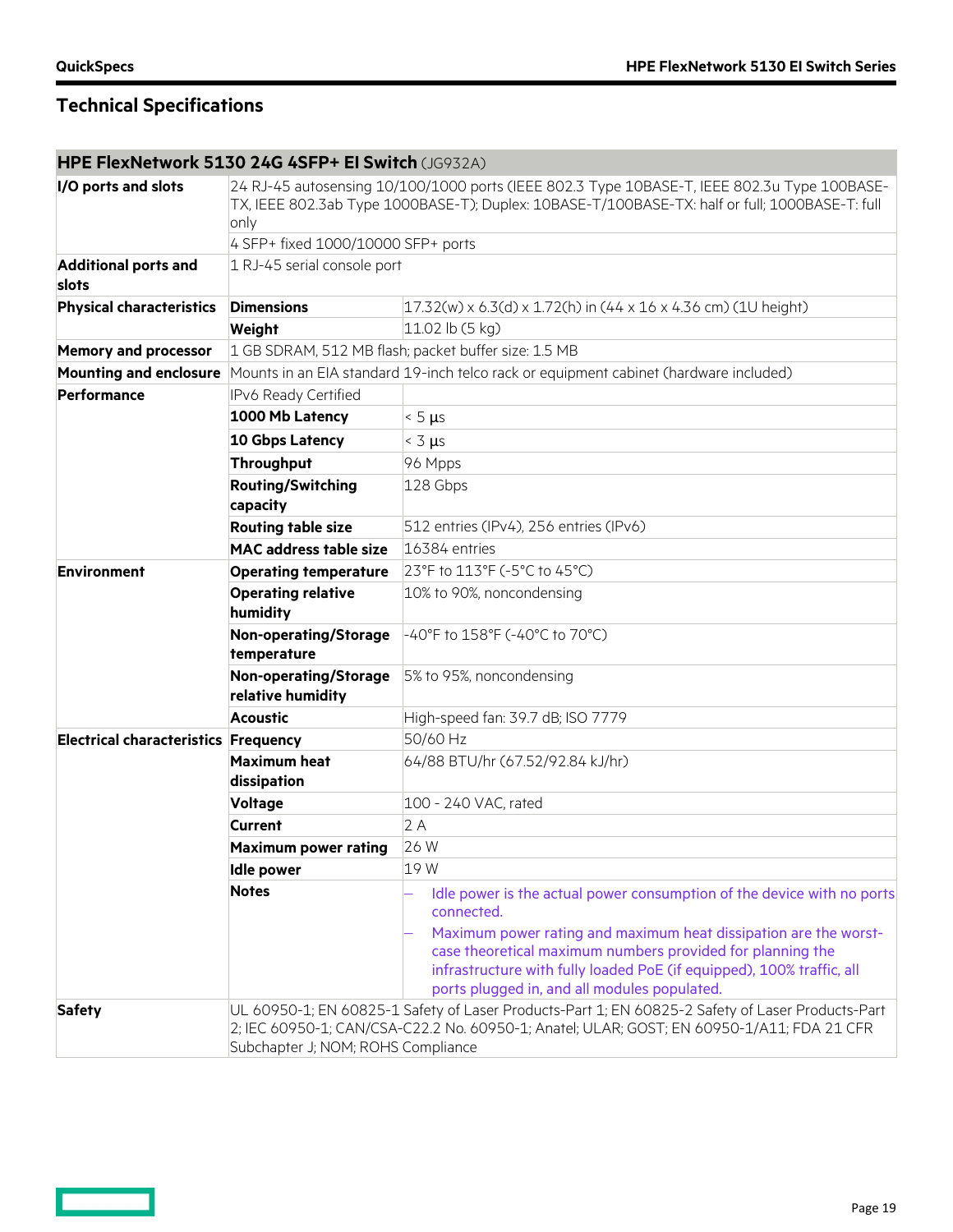## Technical Specifications

| **HPE FlexNetwork 5130 24G 4SFP+ EI Switch** (JG932A) | | |
|---|---|---|
| **I/O ports and slots** | 24 RJ-45 autosensing 10/100/1000 ports (IEEE 802.3 Type 10BASE-T, IEEE 802.3u Type 100BASE-TX, IEEE 802.3ab Type 1000BASE-T); Duplex: 10BASE-T/100BASE-TX: half or full; 1000BASE-T: full only | |
| | 4 SFP+ fixed 1000/10000 SFP+ ports | |
| **Additional ports and slots** | 1 RJ-45 serial console port | |
| **Physical characteristics** | **Dimensions** | 17.32(w) x 6.3(d) x 1.72(h) in (44 x 16 x 4.36 cm) (1U height) |
| | **Weight** | 11.02 lb (5 kg) |
| **Memory and processor** | 1 GB SDRAM, 512 MB flash; packet buffer size: 1.5 MB | |
| **Mounting and enclosure** | Mounts in an EIA standard 19-inch telco rack or equipment cabinet (hardware included) | |
| **Performance** | IPv6 Ready Certified | |
| | **1000 Mb Latency** | < 5 µs |
| | **10 Gbps Latency** | < 3 µs |
| | **Throughput** | 96 Mpps |
| | **Routing/Switching capacity** | 128 Gbps |
| | **Routing table size** | 512 entries (IPv4), 256 entries (IPv6) |
| | **MAC address table size** | 16384 entries |
| **Environment** | **Operating temperature** | 23°F to 113°F (-5°C to 45°C) |
| | **Operating relative humidity** | 10% to 90%, noncondensing |
| | **Non-operating/Storage temperature** | -40°F to 158°F (-40°C to 70°C) |
| | **Non-operating/Storage relative humidity** | 5% to 95%, noncondensing |
| | **Acoustic** | High-speed fan: 39.7 dB; ISO 7779 |
| **Electrical characteristics** | **Frequency** | 50/60 Hz |
| | **Maximum heat dissipation** | 64/88 BTU/hr (67.52/92.84 kJ/hr) |
| | **Voltage** | 100 - 240 VAC, rated |
| | **Current** | 2 A |
| | **Maximum power rating** | 26 W |
| | **Idle power** | 19 W |
| | **Notes** | – Idle power is the actual power consumption of the device with no ports connected. – Maximum power rating and maximum heat dissipation are the worst-case theoretical maximum numbers provided for planning the infrastructure with fully loaded PoE (if equipped), 100% traffic, all ports plugged in, and all modules populated. |
| **Safety** | UL 60950-1; EN 60825-1 Safety of Laser Products-Part 1; EN 60825-2 Safety of Laser Products-Part 2; IEC 60950-1; CAN/CSA-C22.2 No. 60950-1; Anatel; ULAR; GOST; EN 60950-1/A11; FDA 21 CFR Subchapter J; NOM; ROHS Compliance | |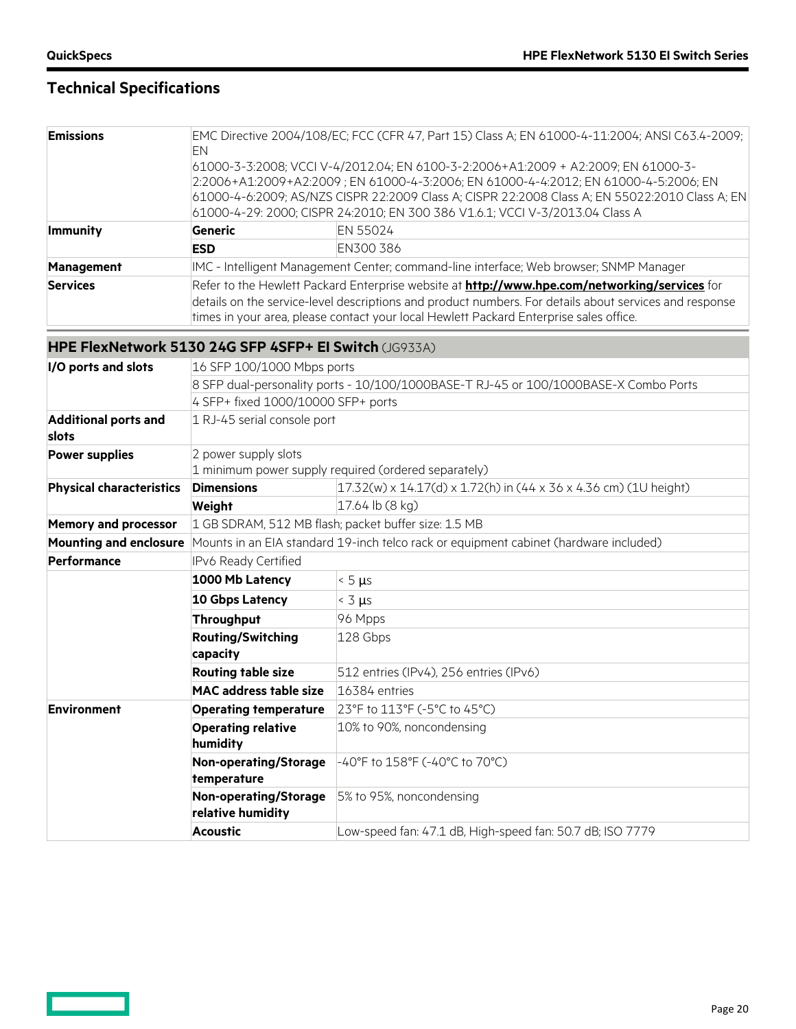## Technical Specifications

| | | |
|---|---|---|
| **Emissions** | EMC Directive 2004/108/EC; FCC (CFR 47, Part 15) Class A; EN 61000-4-11:2004; ANSI C63.4-2009; EN 61000-3-3:2008; VCCI V-4/2012.04; EN 6100-3-2:2006+A1:2009 + A2:2009; EN 61000-3-2:2006+A1:2009+A2:2009 ; EN 61000-4-3:2006; EN 61000-4-4:2012; EN 61000-4-5:2006; EN 61000-4-6:2009; AS/NZS CISPR 22:2009 Class A; CISPR 22:2008 Class A; EN 55022:2010 Class A; EN 61000-4-29: 2000; CISPR 24:2010; EN 300 386 V1.6.1; VCCI V-3/2013.04 Class A | |
| **Immunity** | **Generic** | EN 55024 |
| | **ESD** | EN300 386 |
| **Management** | IMC - Intelligent Management Center; command-line interface; Web browser; SNMP Manager | |
| **Services** | Refer to the Hewlett Packard Enterprise website at **http://www.hpe.com/networking/services** for details on the service-level descriptions and product numbers. For details about services and response times in your area, please contact your local Hewlett Packard Enterprise sales office. | |

### HPE FlexNetwork 5130 24G SFP 4SFP+ EI Switch (JG933A)

| | | |
|---|---|---|
| **I/O ports and slots** | 16 SFP 100/1000 Mbps ports | |
| | 8 SFP dual-personality ports - 10/100/1000BASE-T RJ-45 or 100/1000BASE-X Combo Ports | |
| | 4 SFP+ fixed 1000/10000 SFP+ ports | |
| **Additional ports and slots** | 1 RJ-45 serial console port | |
| **Power supplies** | 2 power supply slots<br>1 minimum power supply required (ordered separately) | |
| **Physical characteristics** | **Dimensions** | 17.32(w) x 14.17(d) x 1.72(h) in (44 x 36 x 4.36 cm) (1U height) |
| | **Weight** | 17.64 lb (8 kg) |
| **Memory and processor** | 1 GB SDRAM, 512 MB flash; packet buffer size: 1.5 MB | |
| **Mounting and enclosure** | Mounts in an EIA standard 19-inch telco rack or equipment cabinet (hardware included) | |
| **Performance** | IPv6 Ready Certified | |
| | **1000 Mb Latency** | < 5 µs |
| | **10 Gbps Latency** | < 3 µs |
| | **Throughput** | 96 Mpps |
| | **Routing/Switching capacity** | 128 Gbps |
| | **Routing table size** | 512 entries (IPv4), 256 entries (IPv6) |
| | **MAC address table size** | 16384 entries |
| **Environment** | **Operating temperature** | 23°F to 113°F (-5°C to 45°C) |
| | **Operating relative humidity** | 10% to 90%, noncondensing |
| | **Non-operating/Storage temperature** | -40°F to 158°F (-40°C to 70°C) |
| | **Non-operating/Storage relative humidity** | 5% to 95%, noncondensing |
| | **Acoustic** | Low-speed fan: 47.1 dB, High-speed fan: 50.7 dB; ISO 7779 |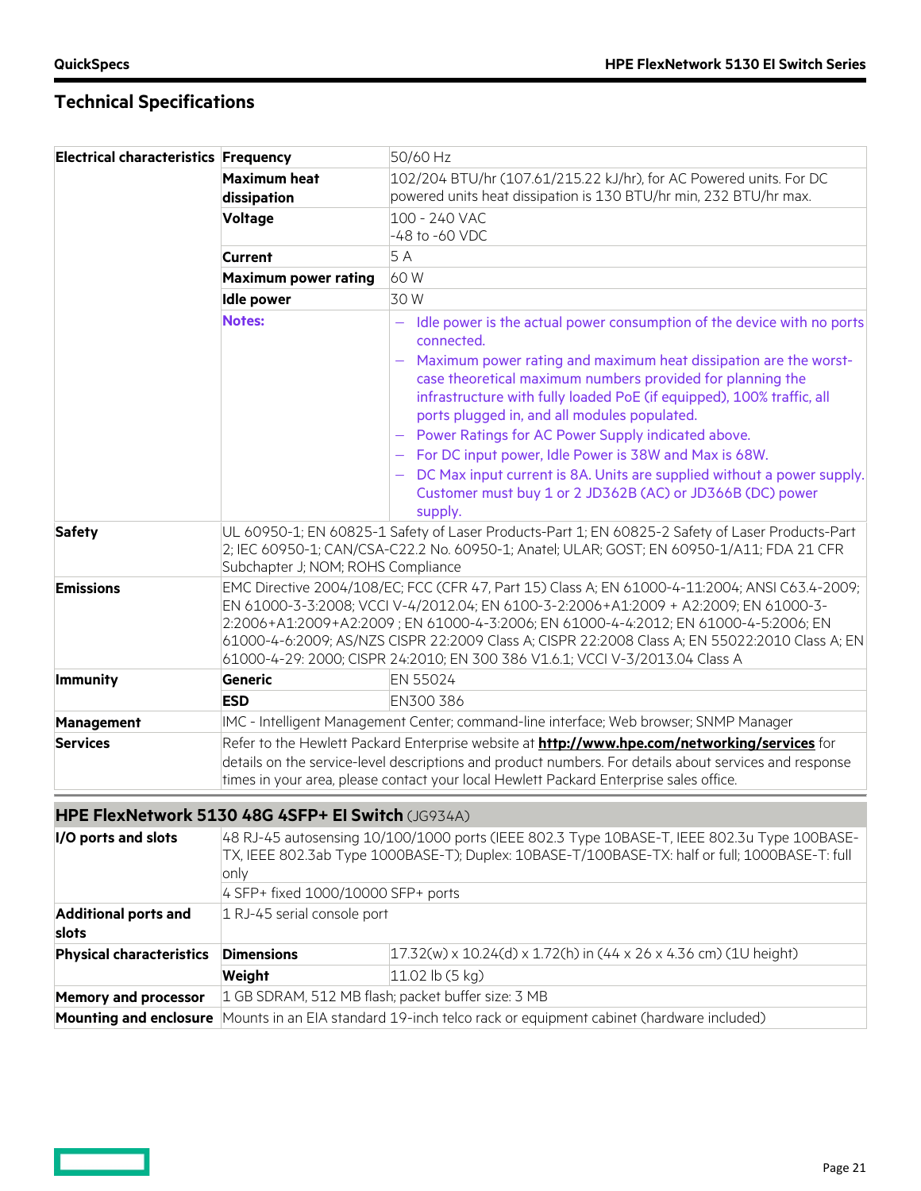## Technical Specifications

| | | |
|---|---|---|
| **Electrical characteristics** | **Frequency** | 50/60 Hz |
| | **Maximum heat dissipation** | 102/204 BTU/hr (107.61/215.22 kJ/hr), for AC Powered units. For DC powered units heat dissipation is 130 BTU/hr min, 232 BTU/hr max. |
| | **Voltage** | 100 - 240 VAC<br>-48 to -60 VDC |
| | **Current** | 5 A |
| | **Maximum power rating** | 60 W |
| | **Idle power** | 30 W |
| | **Notes:** | – Idle power is the actual power consumption of the device with no ports connected.<br>– Maximum power rating and maximum heat dissipation are the worst-case theoretical maximum numbers provided for planning the infrastructure with fully loaded PoE (if equipped), 100% traffic, all ports plugged in, and all modules populated.<br>– Power Ratings for AC Power Supply indicated above.<br>– For DC input power, Idle Power is 38W and Max is 68W.<br>– DC Max input current is 8A. Units are supplied without a power supply. Customer must buy 1 or 2 JD362B (AC) or JD366B (DC) power supply. |
| **Safety** | UL 60950-1; EN 60825-1 Safety of Laser Products-Part 1; EN 60825-2 Safety of Laser Products-Part 2; IEC 60950-1; CAN/CSA-C22.2 No. 60950-1; Anatel; ULAR; GOST; EN 60950-1/A11; FDA 21 CFR Subchapter J; NOM; ROHS Compliance | |
| **Emissions** | EMC Directive 2004/108/EC; FCC (CFR 47, Part 15) Class A; EN 61000-4-11:2004; ANSI C63.4-2009; EN 61000-3-3:2008; VCCI V-4/2012.04; EN 6100-3-2:2006+A1:2009 + A2:2009; EN 61000-3-2:2006+A1:2009+A2:2009 ; EN 61000-4-3:2006; EN 61000-4-4:2012; EN 61000-4-5:2006; EN 61000-4-6:2009; AS/NZS CISPR 22:2009 Class A; CISPR 22:2008 Class A; EN 55022:2010 Class A; EN 61000-4-29: 2000; CISPR 24:2010; EN 300 386 V1.6.1; VCCI V-3/2013.04 Class A | |
| **Immunity** | **Generic** | EN 55024 |
| | **ESD** | EN300 386 |
| **Management** | IMC - Intelligent Management Center; command-line interface; Web browser; SNMP Manager | |
| **Services** | Refer to the Hewlett Packard Enterprise website at **http://www.hpe.com/networking/services** for details on the service-level descriptions and product numbers. For details about services and response times in your area, please contact your local Hewlett Packard Enterprise sales office. | |

### HPE FlexNetwork 5130 48G 4SFP+ EI Switch (JG934A)

| | | |
|---|---|---|
| **I/O ports and slots** | 48 RJ-45 autosensing 10/100/1000 ports (IEEE 802.3 Type 10BASE-T, IEEE 802.3u Type 100BASE-TX, IEEE 802.3ab Type 1000BASE-T); Duplex: 10BASE-T/100BASE-TX: half or full; 1000BASE-T: full only | |
| | 4 SFP+ fixed 1000/10000 SFP+ ports | |
| **Additional ports and slots** | 1 RJ-45 serial console port | |
| **Physical characteristics** | **Dimensions** | 17.32(w) x 10.24(d) x 1.72(h) in (44 x 26 x 4.36 cm) (1U height) |
| | **Weight** | 11.02 lb (5 kg) |
| **Memory and processor** | 1 GB SDRAM, 512 MB flash; packet buffer size: 3 MB | |
| **Mounting and enclosure** | Mounts in an EIA standard 19-inch telco rack or equipment cabinet (hardware included) | |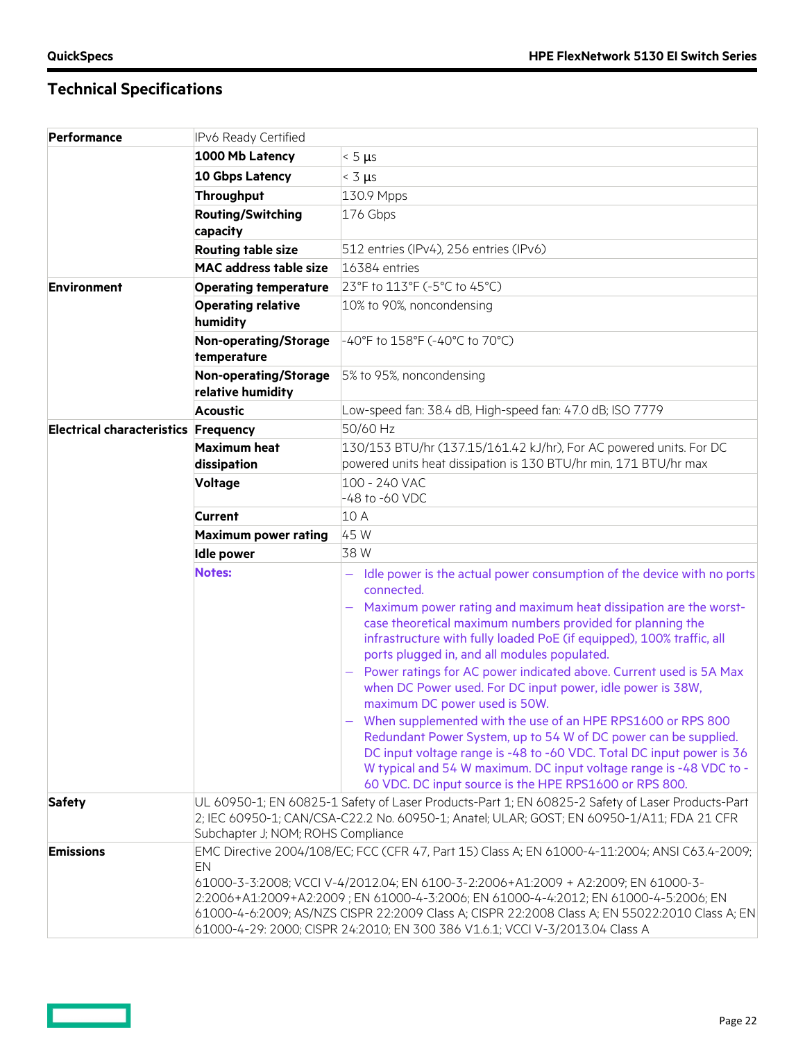## Technical Specifications

| | | |
|---|---|---|
| **Performance** | IPv6 Ready Certified | |
| | **1000 Mb Latency** | < 5 µs |
| | **10 Gbps Latency** | < 3 µs |
| | **Throughput** | 130.9 Mpps |
| | **Routing/Switching capacity** | 176 Gbps |
| | **Routing table size** | 512 entries (IPv4), 256 entries (IPv6) |
| | **MAC address table size** | 16384 entries |
| **Environment** | **Operating temperature** | 23°F to 113°F (-5°C to 45°C) |
| | **Operating relative humidity** | 10% to 90%, noncondensing |
| | **Non-operating/Storage temperature** | -40°F to 158°F (-40°C to 70°C) |
| | **Non-operating/Storage relative humidity** | 5% to 95%, noncondensing |
| | **Acoustic** | Low-speed fan: 38.4 dB, High-speed fan: 47.0 dB; ISO 7779 |
| **Electrical characteristics** | **Frequency** | 50/60 Hz |
| | **Maximum heat dissipation** | 130/153 BTU/hr (137.15/161.42 kJ/hr), For AC powered units. For DC powered units heat dissipation is 130 BTU/hr min, 171 BTU/hr max |
| | **Voltage** | 100 - 240 VAC<br>-48 to -60 VDC |
| | **Current** | 10 A |
| | **Maximum power rating** | 45 W |
| | **Idle power** | 38 W |
| | **Notes:** | – Idle power is the actual power consumption of the device with no ports connected.<br>– Maximum power rating and maximum heat dissipation are the worst-case theoretical maximum numbers provided for planning the infrastructure with fully loaded PoE (if equipped), 100% traffic, all ports plugged in, and all modules populated.<br>– Power ratings for AC power indicated above. Current used is 5A Max when DC Power used. For DC input power, idle power is 38W, maximum DC power used is 50W.<br>– When supplemented with the use of an HPE RPS1600 or RPS 800 Redundant Power System, up to 54 W of DC power can be supplied. DC input voltage range is -48 to -60 VDC. Total DC input power is 36 W typical and 54 W maximum. DC input voltage range is -48 VDC to -60 VDC. DC input source is the HPE RPS1600 or RPS 800. |
| **Safety** | UL 60950-1; EN 60825-1 Safety of Laser Products-Part 1; EN 60825-2 Safety of Laser Products-Part 2; IEC 60950-1; CAN/CSA-C22.2 No. 60950-1; Anatel; ULAR; GOST; EN 60950-1/A11; FDA 21 CFR Subchapter J; NOM; ROHS Compliance | |
| **Emissions** | EMC Directive 2004/108/EC; FCC (CFR 47, Part 15) Class A; EN 61000-4-11:2004; ANSI C63.4-2009; EN 61000-3-3:2008; VCCI V-4/2012.04; EN 6100-3-2:2006+A1:2009 + A2:2009; EN 61000-3-2:2006+A1:2009+A2:2009 ; EN 61000-4-3:2006; EN 61000-4-4:2012; EN 61000-4-5:2006; EN 61000-4-6:2009; AS/NZS CISPR 22:2009 Class A; CISPR 22:2008 Class A; EN 55022:2010 Class A; EN 61000-4-29: 2000; CISPR 24:2010; EN 300 386 V1.6.1; VCCI V-3/2013.04 Class A | |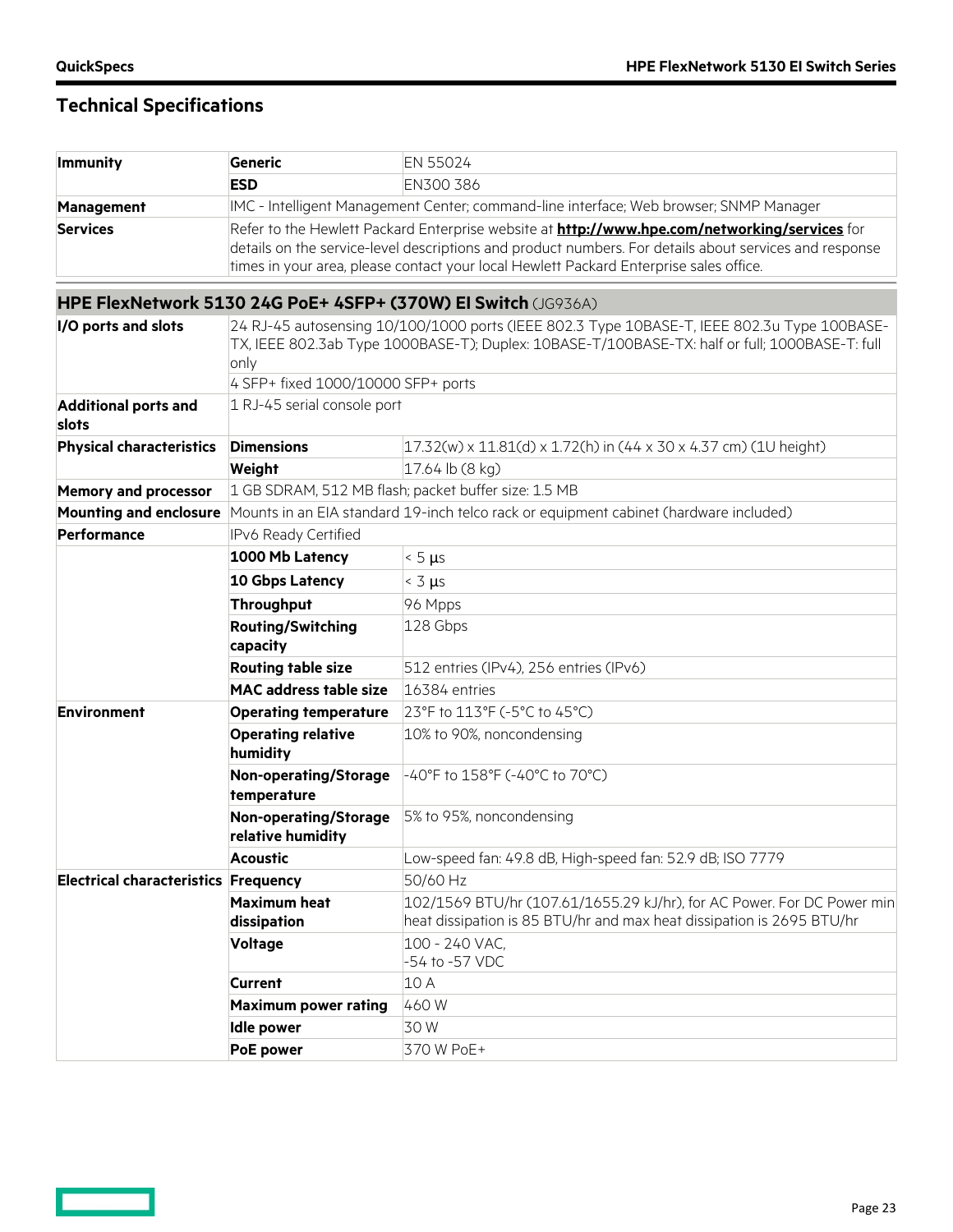## Technical Specifications

| | | |
|---|---|---|
| **Immunity** | **Generic** | EN 55024 |
| | **ESD** | EN300 386 |
| **Management** | IMC - Intelligent Management Center; command-line interface; Web browser; SNMP Manager | |
| **Services** | Refer to the Hewlett Packard Enterprise website at **http://www.hpe.com/networking/services** for details on the service-level descriptions and product numbers. For details about services and response times in your area, please contact your local Hewlett Packard Enterprise sales office. | |

### HPE FlexNetwork 5130 24G PoE+ 4SFP+ (370W) EI Switch (JG936A)

| | | |
|---|---|---|
| **I/O ports and slots** | 24 RJ-45 autosensing 10/100/1000 ports (IEEE 802.3 Type 10BASE-T, IEEE 802.3u Type 100BASE-TX, IEEE 802.3ab Type 1000BASE-T); Duplex: 10BASE-T/100BASE-TX: half or full; 1000BASE-T: full only | |
| | 4 SFP+ fixed 1000/10000 SFP+ ports | |
| **Additional ports and slots** | 1 RJ-45 serial console port | |
| **Physical characteristics** | **Dimensions** | 17.32(w) x 11.81(d) x 1.72(h) in (44 x 30 x 4.37 cm) (1U height) |
| | **Weight** | 17.64 lb (8 kg) |
| **Memory and processor** | 1 GB SDRAM, 512 MB flash; packet buffer size: 1.5 MB | |
| **Mounting and enclosure** | Mounts in an EIA standard 19-inch telco rack or equipment cabinet (hardware included) | |
| **Performance** | IPv6 Ready Certified | |
| | **1000 Mb Latency** | < 5 µs |
| | **10 Gbps Latency** | < 3 µs |
| | **Throughput** | 96 Mpps |
| | **Routing/Switching capacity** | 128 Gbps |
| | **Routing table size** | 512 entries (IPv4), 256 entries (IPv6) |
| | **MAC address table size** | 16384 entries |
| **Environment** | **Operating temperature** | 23°F to 113°F (-5°C to 45°C) |
| | **Operating relative humidity** | 10% to 90%, noncondensing |
| | **Non-operating/Storage temperature** | -40°F to 158°F (-40°C to 70°C) |
| | **Non-operating/Storage relative humidity** | 5% to 95%, noncondensing |
| | **Acoustic** | Low-speed fan: 49.8 dB, High-speed fan: 52.9 dB; ISO 7779 |
| **Electrical characteristics** | **Frequency** | 50/60 Hz |
| | **Maximum heat dissipation** | 102/1569 BTU/hr (107.61/1655.29 kJ/hr), for AC Power. For DC Power min heat dissipation is 85 BTU/hr and max heat dissipation is 2695 BTU/hr |
| | **Voltage** | 100 - 240 VAC,<br>-54 to -57 VDC |
| | **Current** | 10 A |
| | **Maximum power rating** | 460 W |
| | **Idle power** | 30 W |
| | **PoE power** | 370 W PoE+ |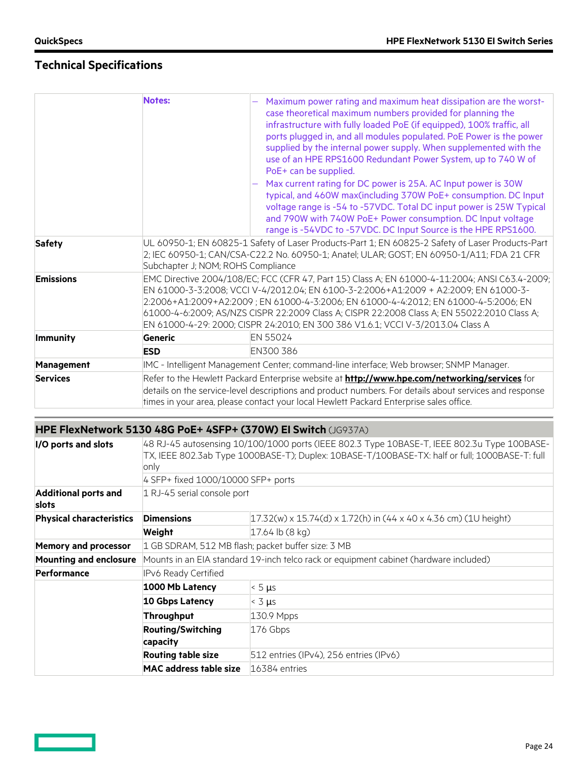## Technical Specifications

| | | |
|---|---|---|
| | **Notes:** | – Maximum power rating and maximum heat dissipation are the worst-case theoretical maximum numbers provided for planning the infrastructure with fully loaded PoE (if equipped), 100% traffic, all ports plugged in, and all modules populated. PoE Power is the power supplied by the internal power supply. When supplemented with the use of an HPE RPS1600 Redundant Power System, up to 740 W of PoE+ can be supplied.<br>– Max current rating for DC power is 25A. AC Input power is 30W typical, and 460W max(including 370W PoE+ consumption. DC Input voltage range is -54 to -57VDC. Total DC input power is 25W Typical and 790W with 740W PoE+ Power consumption. DC Input voltage range is -54VDC to -57VDC. DC Input Source is the HPE RPS1600. |
| **Safety** | UL 60950-1; EN 60825-1 Safety of Laser Products-Part 1; EN 60825-2 Safety of Laser Products-Part 2; IEC 60950-1; CAN/CSA-C22.2 No. 60950-1; Anatel; ULAR; GOST; EN 60950-1/A11; FDA 21 CFR Subchapter J; NOM; ROHS Compliance | |
| **Emissions** | EMC Directive 2004/108/EC; FCC (CFR 47, Part 15) Class A; EN 61000-4-11:2004; ANSI C63.4-2009; EN 61000-3-3:2008; VCCI V-4/2012.04; EN 6100-3-2:2006+A1:2009 + A2:2009; EN 61000-3-2:2006+A1:2009+A2:2009 ; EN 61000-4-3:2006; EN 61000-4-4:2012; EN 61000-4-5:2006; EN 61000-4-6:2009; AS/NZS CISPR 22:2009 Class A; CISPR 22:2008 Class A; EN 55022:2010 Class A; EN 61000-4-29: 2000; CISPR 24:2010; EN 300 386 V1.6.1; VCCI V-3/2013.04 Class A | |
| **Immunity** | **Generic** | EN 55024 |
| | **ESD** | EN300 386 |
| **Management** | IMC - Intelligent Management Center; command-line interface; Web browser; SNMP Manager. | |
| **Services** | Refer to the Hewlett Packard Enterprise website at **http://www.hpe.com/networking/services** for details on the service-level descriptions and product numbers. For details about services and response times in your area, please contact your local Hewlett Packard Enterprise sales office. | |

### HPE FlexNetwork 5130 48G PoE+ 4SFP+ (370W) EI Switch (JG937A)

| | | |
|---|---|---|
| **I/O ports and slots** | 48 RJ-45 autosensing 10/100/1000 ports (IEEE 802.3 Type 10BASE-T, IEEE 802.3u Type 100BASE-TX, IEEE 802.3ab Type 1000BASE-T); Duplex: 10BASE-T/100BASE-TX: half or full; 1000BASE-T: full only | |
| | 4 SFP+ fixed 1000/10000 SFP+ ports | |
| **Additional ports and slots** | 1 RJ-45 serial console port | |
| **Physical characteristics** | **Dimensions** | 17.32(w) x 15.74(d) x 1.72(h) in (44 x 40 x 4.36 cm) (1U height) |
| | **Weight** | 17.64 lb (8 kg) |
| **Memory and processor** | 1 GB SDRAM, 512 MB flash; packet buffer size: 3 MB | |
| **Mounting and enclosure** | Mounts in an EIA standard 19-inch telco rack or equipment cabinet (hardware included) | |
| **Performance** | IPv6 Ready Certified | |
| | **1000 Mb Latency** | < 5 µs |
| | **10 Gbps Latency** | < 3 µs |
| | **Throughput** | 130.9 Mpps |
| | **Routing/Switching capacity** | 176 Gbps |
| | **Routing table size** | 512 entries (IPv4), 256 entries (IPv6) |
| | **MAC address table size** | 16384 entries |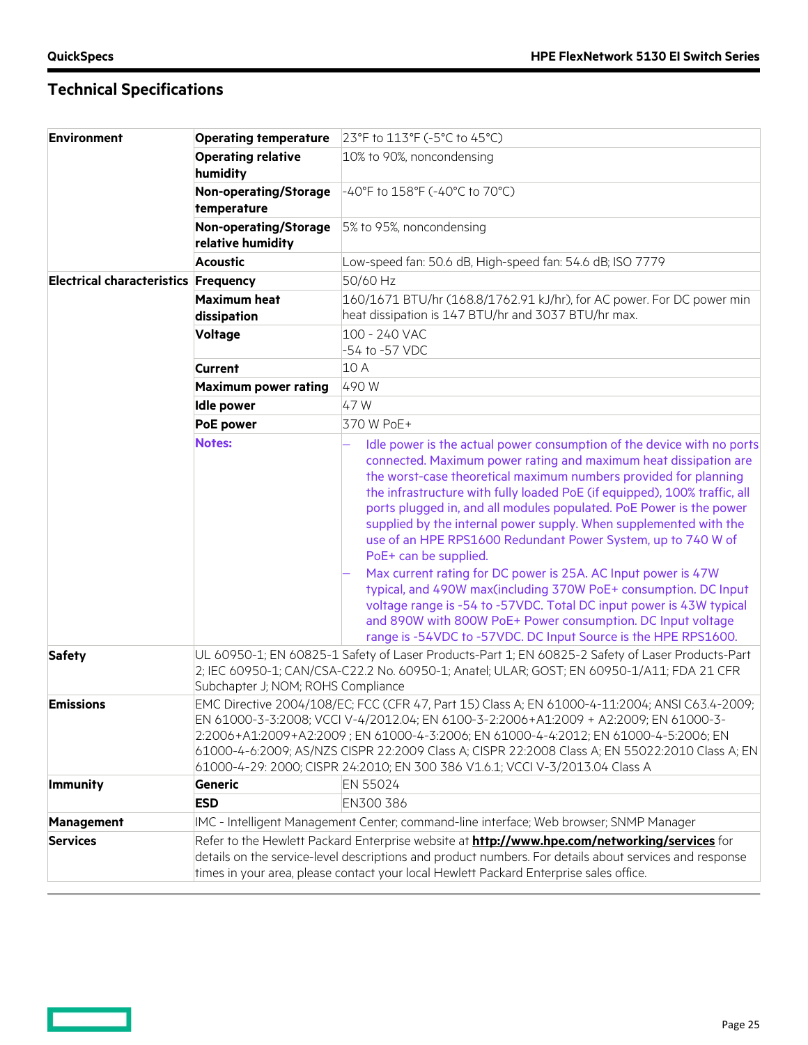## Technical Specifications

| | | |
|---|---|---|
| **Environment** | **Operating temperature** | 23°F to 113°F (-5°C to 45°C) |
| | **Operating relative humidity** | 10% to 90%, noncondensing |
| | **Non-operating/Storage temperature** | -40°F to 158°F (-40°C to 70°C) |
| | **Non-operating/Storage relative humidity** | 5% to 95%, noncondensing |
| | **Acoustic** | Low-speed fan: 50.6 dB, High-speed fan: 54.6 dB; ISO 7779 |
| **Electrical characteristics** | **Frequency** | 50/60 Hz |
| | **Maximum heat dissipation** | 160/1671 BTU/hr (168.8/1762.91 kJ/hr), for AC power. For DC power min heat dissipation is 147 BTU/hr and 3037 BTU/hr max. |
| | **Voltage** | 100 - 240 VAC<br>-54 to -57 VDC |
| | **Current** | 10 A |
| | **Maximum power rating** | 490 W |
| | **Idle power** | 47 W |
| | **PoE power** | 370 W PoE+ |
| | **Notes:** | – Idle power is the actual power consumption of the device with no ports connected. Maximum power rating and maximum heat dissipation are the worst-case theoretical maximum numbers provided for planning the infrastructure with fully loaded PoE (if equipped), 100% traffic, all ports plugged in, and all modules populated. PoE Power is the power supplied by the internal power supply. When supplemented with the use of an HPE RPS1600 Redundant Power System, up to 740 W of PoE+ can be supplied.<br>– Max current rating for DC power is 25A. AC Input power is 47W typical, and 490W max(including 370W PoE+ consumption. DC Input voltage range is -54 to -57VDC. Total DC input power is 43W typical and 890W with 800W PoE+ Power consumption. DC Input voltage range is -54VDC to -57VDC. DC Input Source is the HPE RPS1600. |
| **Safety** | UL 60950-1; EN 60825-1 Safety of Laser Products-Part 1; EN 60825-2 Safety of Laser Products-Part 2; IEC 60950-1; CAN/CSA-C22.2 No. 60950-1; Anatel; ULAR; GOST; EN 60950-1/A11; FDA 21 CFR Subchapter J; NOM; ROHS Compliance | |
| **Emissions** | EMC Directive 2004/108/EC; FCC (CFR 47, Part 15) Class A; EN 61000-4-11:2004; ANSI C63.4-2009; EN 61000-3-3:2008; VCCI V-4/2012.04; EN 6100-3-2:2006+A1:2009 + A2:2009; EN 61000-3-2:2006+A1:2009+A2:2009 ; EN 61000-4-3:2006; EN 61000-4-4:2012; EN 61000-4-5:2006; EN 61000-4-6:2009; AS/NZS CISPR 22:2009 Class A; CISPR 22:2008 Class A; EN 55022:2010 Class A; EN 61000-4-29: 2000; CISPR 24:2010; EN 300 386 V1.6.1; VCCI V-3/2013.04 Class A | |
| **Immunity** | **Generic** | EN 55024 |
| | **ESD** | EN300 386 |
| **Management** | IMC - Intelligent Management Center; command-line interface; Web browser; SNMP Manager | |
| **Services** | Refer to the Hewlett Packard Enterprise website at **http://www.hpe.com/networking/services** for details on the service-level descriptions and product numbers. For details about services and response times in your area, please contact your local Hewlett Packard Enterprise sales office. | |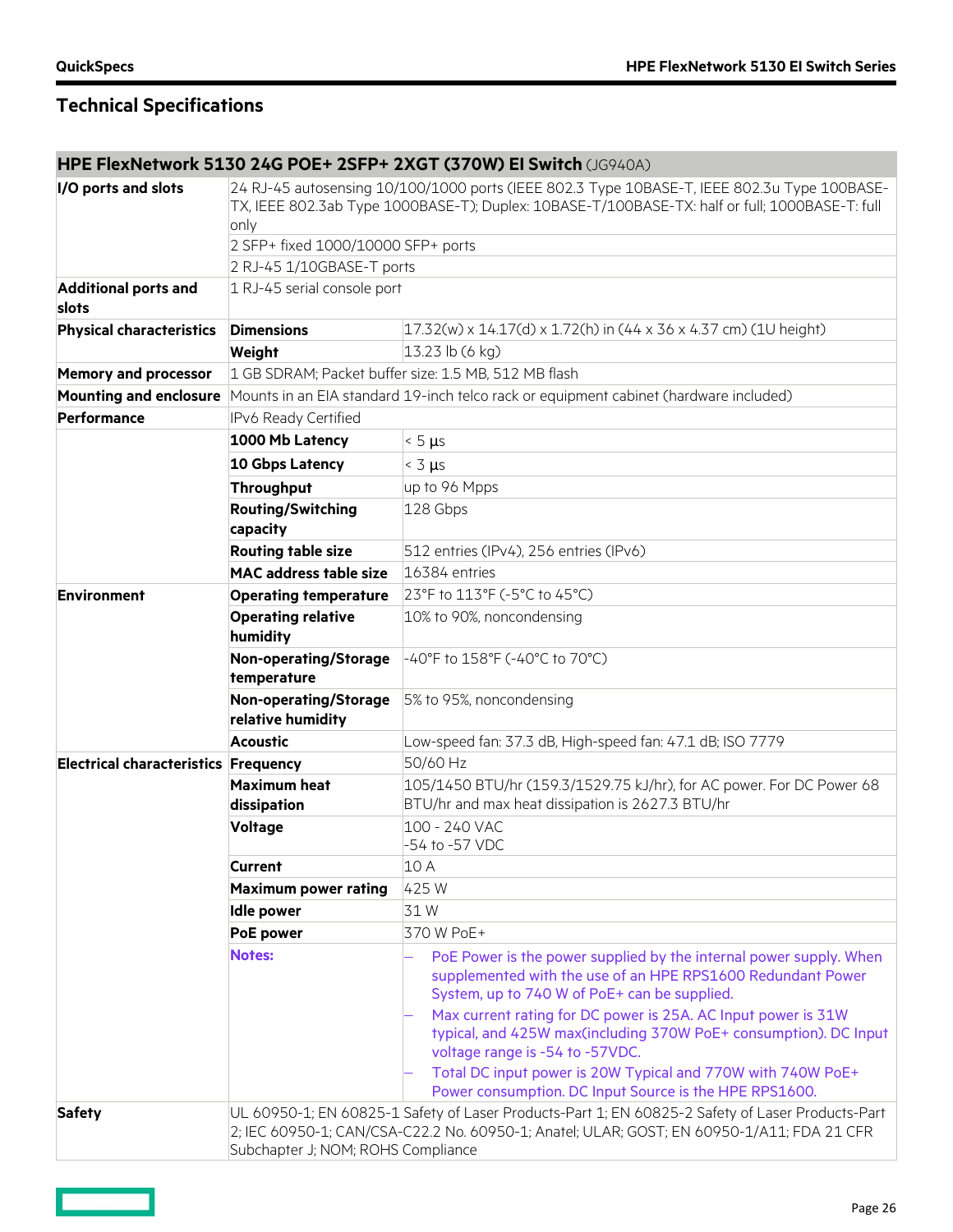## Technical Specifications

| HPE FlexNetwork 5130 24G POE+ 2SFP+ 2XGT (370W) EI Switch (JG940A) | | |
|---|---|---|
| **I/O ports and slots** | 24 RJ-45 autosensing 10/100/1000 ports (IEEE 802.3 Type 10BASE-T, IEEE 802.3u Type 100BASE-TX, IEEE 802.3ab Type 1000BASE-T); Duplex: 10BASE-T/100BASE-TX: half or full; 1000BASE-T: full only | |
| | 2 SFP+ fixed 1000/10000 SFP+ ports | |
| | 2 RJ-45 1/10GBASE-T ports | |
| **Additional ports and slots** | 1 RJ-45 serial console port | |
| **Physical characteristics** | **Dimensions** | 17.32(w) x 14.17(d) x 1.72(h) in (44 x 36 x 4.37 cm) (1U height) |
| | **Weight** | 13.23 lb (6 kg) |
| **Memory and processor** | 1 GB SDRAM; Packet buffer size: 1.5 MB, 512 MB flash | |
| **Mounting and enclosure** | Mounts in an EIA standard 19-inch telco rack or equipment cabinet (hardware included) | |
| **Performance** | IPv6 Ready Certified | |
| | **1000 Mb Latency** | < 5 µs |
| | **10 Gbps Latency** | < 3 µs |
| | **Throughput** | up to 96 Mpps |
| | **Routing/Switching capacity** | 128 Gbps |
| | **Routing table size** | 512 entries (IPv4), 256 entries (IPv6) |
| | **MAC address table size** | 16384 entries |
| **Environment** | **Operating temperature** | 23°F to 113°F (-5°C to 45°C) |
| | **Operating relative humidity** | 10% to 90%, noncondensing |
| | **Non-operating/Storage temperature** | -40°F to 158°F (-40°C to 70°C) |
| | **Non-operating/Storage relative humidity** | 5% to 95%, noncondensing |
| | **Acoustic** | Low-speed fan: 37.3 dB, High-speed fan: 47.1 dB; ISO 7779 |
| **Electrical characteristics** | **Frequency** | 50/60 Hz |
| | **Maximum heat dissipation** | 105/1450 BTU/hr (159.3/1529.75 kJ/hr), for AC power. For DC Power 68 BTU/hr and max heat dissipation is 2627.3 BTU/hr |
| | **Voltage** | 100 - 240 VAC<br>-54 to -57 VDC |
| | **Current** | 10 A |
| | **Maximum power rating** | 425 W |
| | **Idle power** | 31 W |
| | **PoE power** | 370 W PoE+ |
| | **Notes:** | – PoE Power is the power supplied by the internal power supply. When supplemented with the use of an HPE RPS1600 Redundant Power System, up to 740 W of PoE+ can be supplied.<br>– Max current rating for DC power is 25A. AC Input power is 31W typical, and 425W max(including 370W PoE+ consumption). DC Input voltage range is -54 to -57VDC.<br>– Total DC input power is 20W Typical and 770W with 740W PoE+ Power consumption. DC Input Source is the HPE RPS1600. |
| **Safety** | UL 60950-1; EN 60825-1 Safety of Laser Products-Part 1; EN 60825-2 Safety of Laser Products-Part 2; IEC 60950-1; CAN/CSA-C22.2 No. 60950-1; Anatel; ULAR; GOST; EN 60950-1/A11; FDA 21 CFR Subchapter J; NOM; ROHS Compliance | |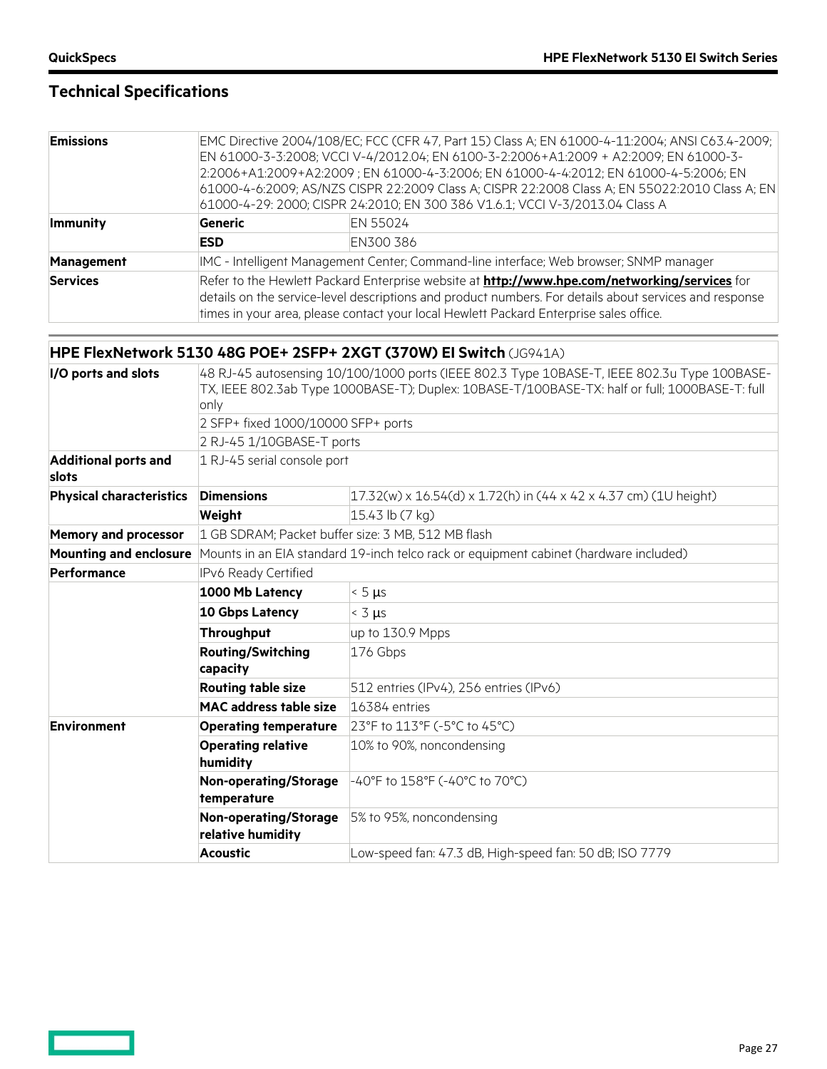## Technical Specifications

| | | |
|---|---|---|
| **Emissions** | EMC Directive 2004/108/EC; FCC (CFR 47, Part 15) Class A; EN 61000-4-11:2004; ANSI C63.4-2009; EN 61000-3-3:2008; VCCI V-4/2012.04; EN 6100-3-2:2006+A1:2009 + A2:2009; EN 61000-3-2:2006+A1:2009+A2:2009 ; EN 61000-4-3:2006; EN 61000-4-4:2012; EN 61000-4-5:2006; EN 61000-4-6:2009; AS/NZS CISPR 22:2009 Class A; CISPR 22:2008 Class A; EN 55022:2010 Class A; EN 61000-4-29: 2000; CISPR 24:2010; EN 300 386 V1.6.1; VCCI V-3/2013.04 Class A | |
| **Immunity** | **Generic** | EN 55024 |
| | **ESD** | EN300 386 |
| **Management** | IMC - Intelligent Management Center; Command-line interface; Web browser; SNMP manager | |
| **Services** | Refer to the Hewlett Packard Enterprise website at **http://www.hpe.com/networking/services** for details on the service-level descriptions and product numbers. For details about services and response times in your area, please contact your local Hewlett Packard Enterprise sales office. | |

| **HPE FlexNetwork 5130 48G POE+ 2SFP+ 2XGT (370W) EI Switch** (JG941A) | | |
|---|---|---|
| **I/O ports and slots** | 48 RJ-45 autosensing 10/100/1000 ports (IEEE 802.3 Type 10BASE-T, IEEE 802.3u Type 100BASE-TX, IEEE 802.3ab Type 1000BASE-T); Duplex: 10BASE-T/100BASE-TX: half or full; 1000BASE-T: full only | |
| | 2 SFP+ fixed 1000/10000 SFP+ ports | |
| | 2 RJ-45 1/10GBASE-T ports | |
| **Additional ports and slots** | 1 RJ-45 serial console port | |
| **Physical characteristics** | **Dimensions** | 17.32(w) x 16.54(d) x 1.72(h) in (44 x 42 x 4.37 cm) (1U height) |
| | **Weight** | 15.43 lb (7 kg) |
| **Memory and processor** | 1 GB SDRAM; Packet buffer size: 3 MB, 512 MB flash | |
| **Mounting and enclosure** | Mounts in an EIA standard 19-inch telco rack or equipment cabinet (hardware included) | |
| **Performance** | IPv6 Ready Certified | |
| | **1000 Mb Latency** | < 5 µs |
| | **10 Gbps Latency** | < 3 µs |
| | **Throughput** | up to 130.9 Mpps |
| | **Routing/Switching capacity** | 176 Gbps |
| | **Routing table size** | 512 entries (IPv4), 256 entries (IPv6) |
| | **MAC address table size** | 16384 entries |
| **Environment** | **Operating temperature** | 23°F to 113°F (-5°C to 45°C) |
| | **Operating relative humidity** | 10% to 90%, noncondensing |
| | **Non-operating/Storage temperature** | -40°F to 158°F (-40°C to 70°C) |
| | **Non-operating/Storage relative humidity** | 5% to 95%, noncondensing |
| | **Acoustic** | Low-speed fan: 47.3 dB, High-speed fan: 50 dB; ISO 7779 |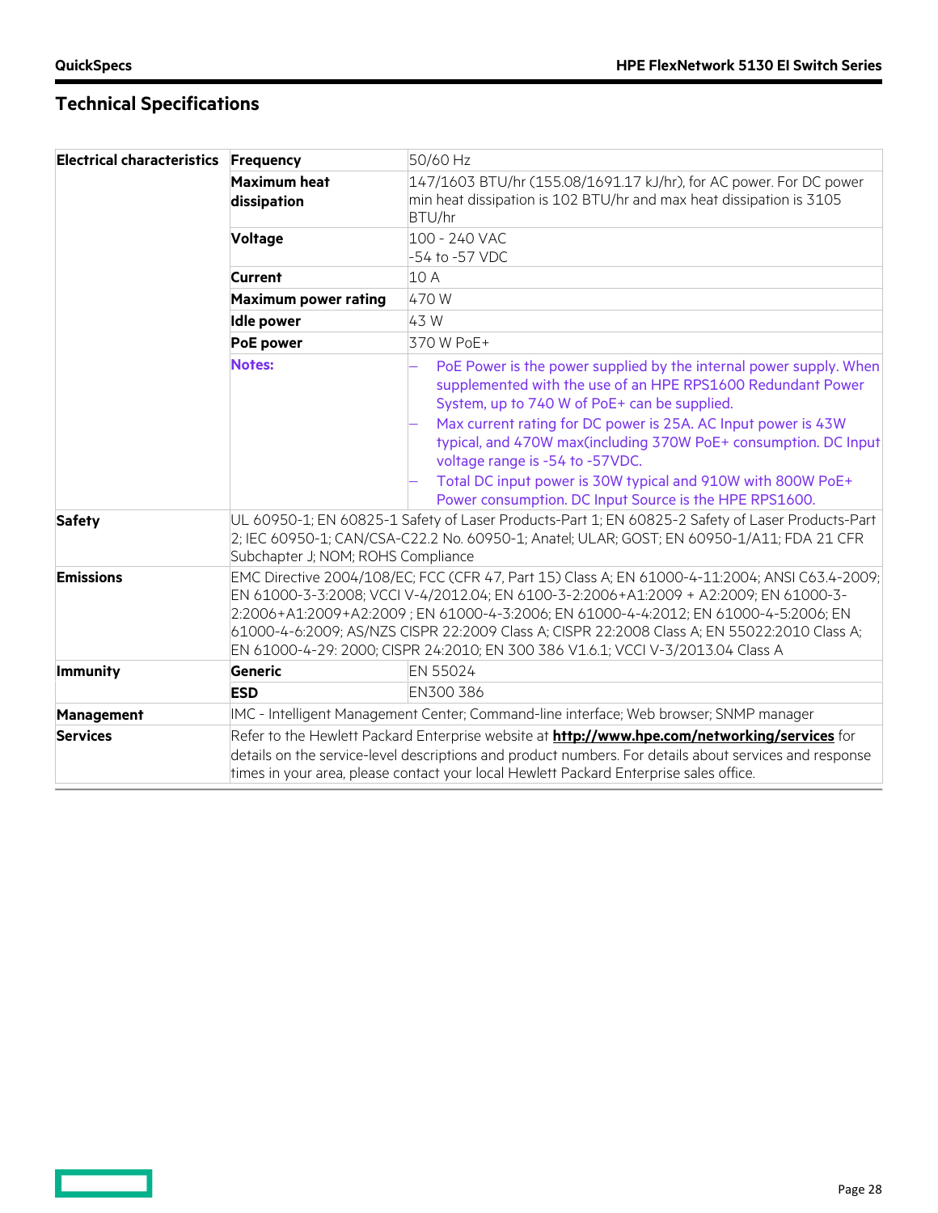## Technical Specifications

| | | |
|---|---|---|
| **Electrical characteristics** | **Frequency** | 50/60 Hz |
| | **Maximum heat dissipation** | 147/1603 BTU/hr (155.08/1691.17 kJ/hr), for AC power. For DC power min heat dissipation is 102 BTU/hr and max heat dissipation is 3105 BTU/hr |
| | **Voltage** | 100 - 240 VAC<br>-54 to -57 VDC |
| | **Current** | 10 A |
| | **Maximum power rating** | 470 W |
| | **Idle power** | 43 W |
| | **PoE power** | 370 W PoE+ |
| | **Notes:** | – PoE Power is the power supplied by the internal power supply. When supplemented with the use of an HPE RPS1600 Redundant Power System, up to 740 W of PoE+ can be supplied.<br>– Max current rating for DC power is 25A. AC Input power is 43W typical, and 470W max(including 370W PoE+ consumption. DC Input voltage range is -54 to -57VDC.<br>– Total DC input power is 30W typical and 910W with 800W PoE+ Power consumption. DC Input Source is the HPE RPS1600. |
| **Safety** | UL 60950-1; EN 60825-1 Safety of Laser Products-Part 1; EN 60825-2 Safety of Laser Products-Part 2; IEC 60950-1; CAN/CSA-C22.2 No. 60950-1; Anatel; ULAR; GOST; EN 60950-1/A11; FDA 21 CFR Subchapter J; NOM; ROHS Compliance | |
| **Emissions** | EMC Directive 2004/108/EC; FCC (CFR 47, Part 15) Class A; EN 61000-4-11:2004; ANSI C63.4-2009; EN 61000-3-3:2008; VCCI V-4/2012.04; EN 6100-3-2:2006+A1:2009 + A2:2009; EN 61000-3-2:2006+A1:2009+A2:2009 ; EN 61000-4-3:2006; EN 61000-4-4:2012; EN 61000-4-5:2006; EN 61000-4-6:2009; AS/NZS CISPR 22:2009 Class A; CISPR 22:2008 Class A; EN 55022:2010 Class A; EN 61000-4-29: 2000; CISPR 24:2010; EN 300 386 V1.6.1; VCCI V-3/2013.04 Class A | |
| **Immunity** | **Generic** | EN 55024 |
| | **ESD** | EN300 386 |
| **Management** | IMC - Intelligent Management Center; Command-line interface; Web browser; SNMP manager | |
| **Services** | Refer to the Hewlett Packard Enterprise website at **http://www.hpe.com/networking/services** for details on the service-level descriptions and product numbers. For details about services and response times in your area, please contact your local Hewlett Packard Enterprise sales office. | |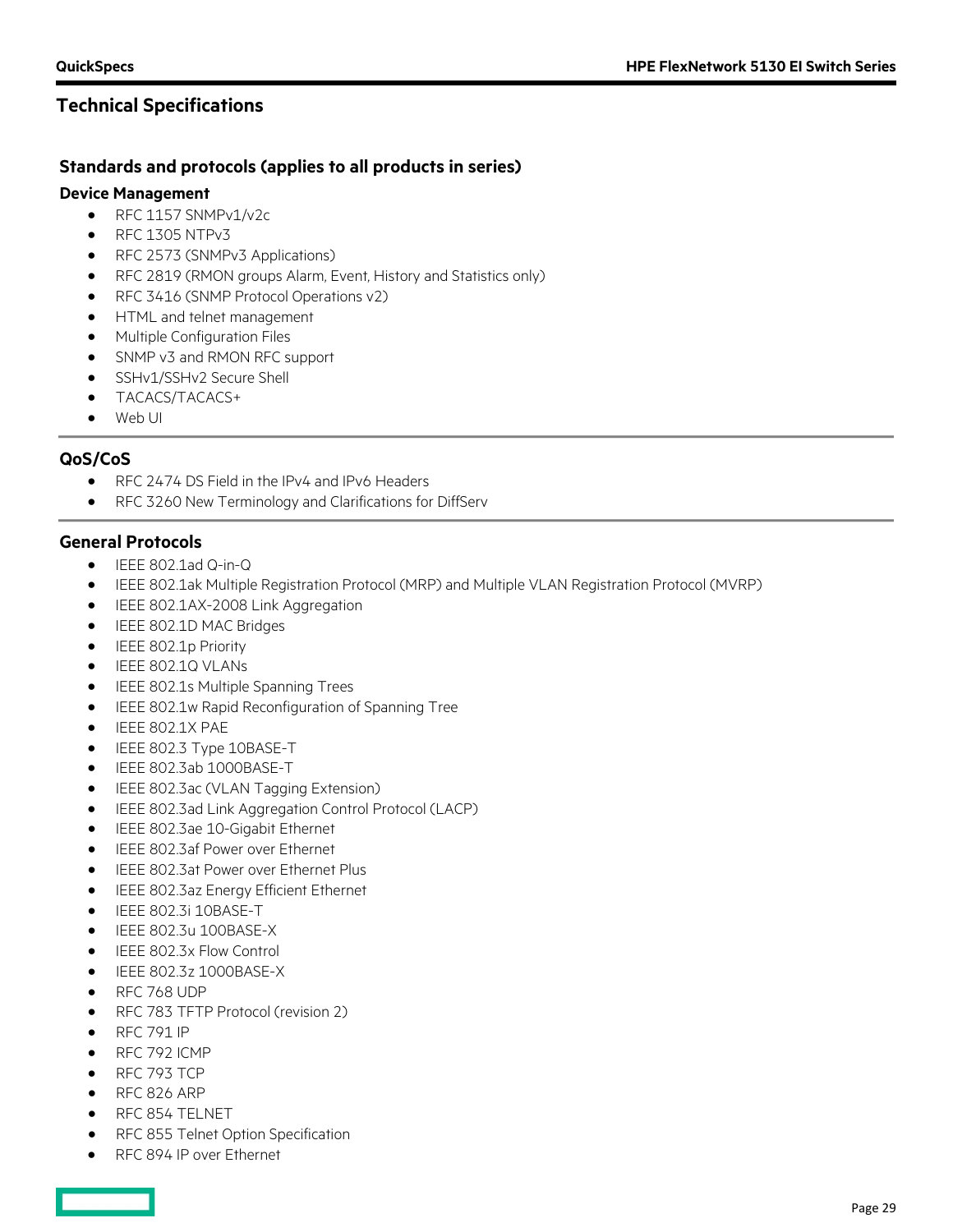## Technical Specifications

### Standards and protocols (applies to all products in series)

#### Device Management

- RFC 1157 SNMPv1/v2c
- RFC 1305 NTPv3
- RFC 2573 (SNMPv3 Applications)
- RFC 2819 (RMON groups Alarm, Event, History and Statistics only)
- RFC 3416 (SNMP Protocol Operations v2)
- HTML and telnet management
- Multiple Configuration Files
- SNMP v3 and RMON RFC support
- SSHv1/SSHv2 Secure Shell
- TACACS/TACACS+
- Web UI

#### QoS/CoS

- RFC 2474 DS Field in the IPv4 and IPv6 Headers
- RFC 3260 New Terminology and Clarifications for DiffServ

#### General Protocols

- IEEE 802.1ad Q-in-Q
- IEEE 802.1ak Multiple Registration Protocol (MRP) and Multiple VLAN Registration Protocol (MVRP)
- IEEE 802.1AX-2008 Link Aggregation
- IEEE 802.1D MAC Bridges
- IEEE 802.1p Priority
- IEEE 802.1Q VLANs
- IEEE 802.1s Multiple Spanning Trees
- IEEE 802.1w Rapid Reconfiguration of Spanning Tree
- IEEE 802.1X PAE
- IEEE 802.3 Type 10BASE-T
- IEEE 802.3ab 1000BASE-T
- IEEE 802.3ac (VLAN Tagging Extension)
- IEEE 802.3ad Link Aggregation Control Protocol (LACP)
- IEEE 802.3ae 10-Gigabit Ethernet
- IEEE 802.3af Power over Ethernet
- IEEE 802.3at Power over Ethernet Plus
- IEEE 802.3az Energy Efficient Ethernet
- IEEE 802.3i 10BASE-T
- IEEE 802.3u 100BASE-X
- IEEE 802.3x Flow Control
- IEEE 802.3z 1000BASE-X
- RFC 768 UDP
- RFC 783 TFTP Protocol (revision 2)
- RFC 791 IP
- RFC 792 ICMP
- RFC 793 TCP
- RFC 826 ARP
- RFC 854 TELNET
- RFC 855 Telnet Option Specification
- RFC 894 IP over Ethernet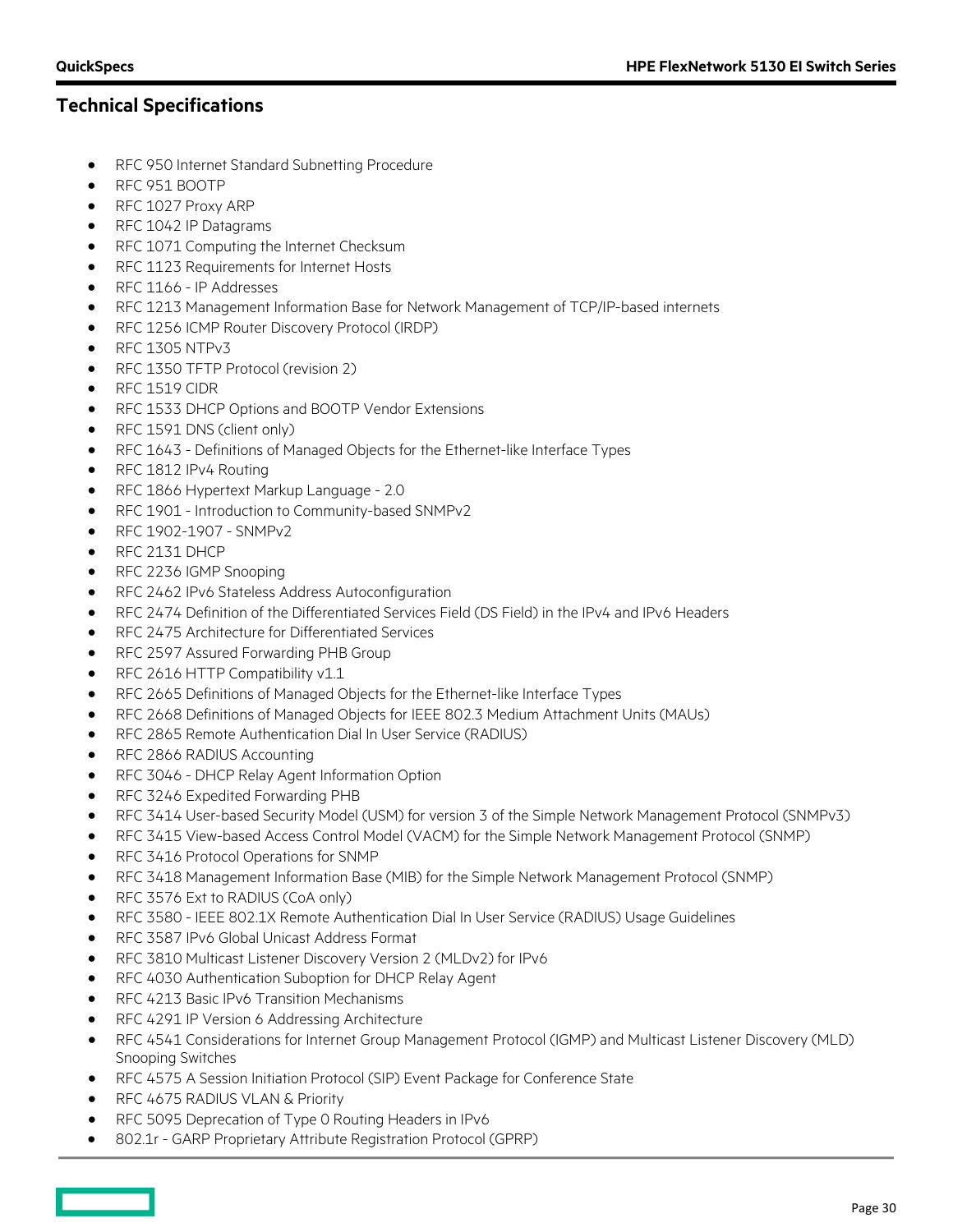## Technical Specifications

- RFC 950 Internet Standard Subnetting Procedure
- RFC 951 BOOTP
- RFC 1027 Proxy ARP
- RFC 1042 IP Datagrams
- RFC 1071 Computing the Internet Checksum
- RFC 1123 Requirements for Internet Hosts
- RFC 1166 - IP Addresses
- RFC 1213 Management Information Base for Network Management of TCP/IP-based internets
- RFC 1256 ICMP Router Discovery Protocol (IRDP)
- RFC 1305 NTPv3
- RFC 1350 TFTP Protocol (revision 2)
- RFC 1519 CIDR
- RFC 1533 DHCP Options and BOOTP Vendor Extensions
- RFC 1591 DNS (client only)
- RFC 1643 - Definitions of Managed Objects for the Ethernet-like Interface Types
- RFC 1812 IPv4 Routing
- RFC 1866 Hypertext Markup Language - 2.0
- RFC 1901 - Introduction to Community-based SNMPv2
- RFC 1902-1907 - SNMPv2
- RFC 2131 DHCP
- RFC 2236 IGMP Snooping
- RFC 2462 IPv6 Stateless Address Autoconfiguration
- RFC 2474 Definition of the Differentiated Services Field (DS Field) in the IPv4 and IPv6 Headers
- RFC 2475 Architecture for Differentiated Services
- RFC 2597 Assured Forwarding PHB Group
- RFC 2616 HTTP Compatibility v1.1
- RFC 2665 Definitions of Managed Objects for the Ethernet-like Interface Types
- RFC 2668 Definitions of Managed Objects for IEEE 802.3 Medium Attachment Units (MAUs)
- RFC 2865 Remote Authentication Dial In User Service (RADIUS)
- RFC 2866 RADIUS Accounting
- RFC 3046 - DHCP Relay Agent Information Option
- RFC 3246 Expedited Forwarding PHB
- RFC 3414 User-based Security Model (USM) for version 3 of the Simple Network Management Protocol (SNMPv3)
- RFC 3415 View-based Access Control Model (VACM) for the Simple Network Management Protocol (SNMP)
- RFC 3416 Protocol Operations for SNMP
- RFC 3418 Management Information Base (MIB) for the Simple Network Management Protocol (SNMP)
- RFC 3576 Ext to RADIUS (CoA only)
- RFC 3580 - IEEE 802.1X Remote Authentication Dial In User Service (RADIUS) Usage Guidelines
- RFC 3587 IPv6 Global Unicast Address Format
- RFC 3810 Multicast Listener Discovery Version 2 (MLDv2) for IPv6
- RFC 4030 Authentication Suboption for DHCP Relay Agent
- RFC 4213 Basic IPv6 Transition Mechanisms
- RFC 4291 IP Version 6 Addressing Architecture
- RFC 4541 Considerations for Internet Group Management Protocol (IGMP) and Multicast Listener Discovery (MLD) Snooping Switches
- RFC 4575 A Session Initiation Protocol (SIP) Event Package for Conference State
- RFC 4675 RADIUS VLAN & Priority
- RFC 5095 Deprecation of Type 0 Routing Headers in IPv6
- 802.1r - GARP Proprietary Attribute Registration Protocol (GPRP)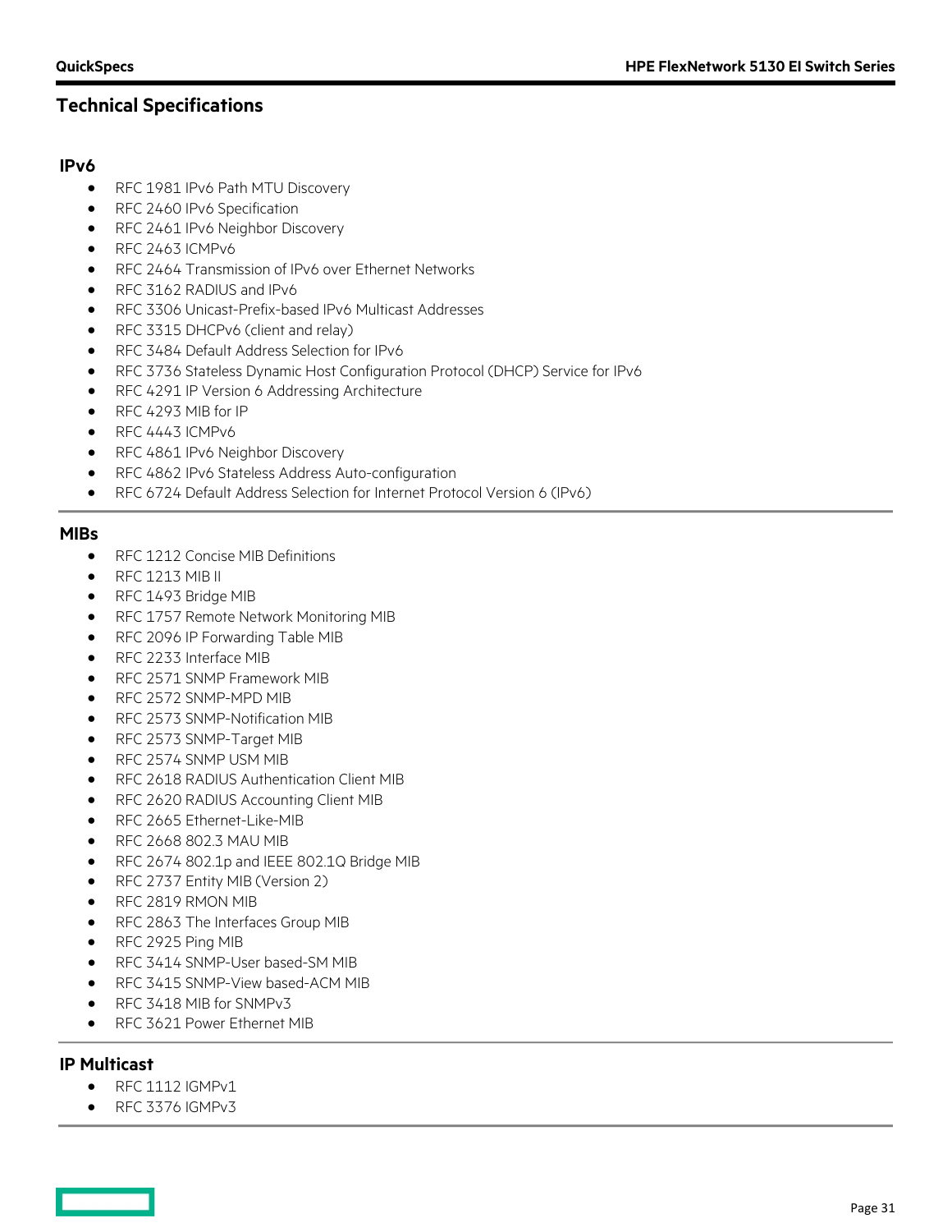## Technical Specifications

### IPv6

- RFC 1981 IPv6 Path MTU Discovery
- RFC 2460 IPv6 Specification
- RFC 2461 IPv6 Neighbor Discovery
- RFC 2463 ICMPv6
- RFC 2464 Transmission of IPv6 over Ethernet Networks
- RFC 3162 RADIUS and IPv6
- RFC 3306 Unicast-Prefix-based IPv6 Multicast Addresses
- RFC 3315 DHCPv6 (client and relay)
- RFC 3484 Default Address Selection for IPv6
- RFC 3736 Stateless Dynamic Host Configuration Protocol (DHCP) Service for IPv6
- RFC 4291 IP Version 6 Addressing Architecture
- RFC 4293 MIB for IP
- RFC 4443 ICMPv6
- RFC 4861 IPv6 Neighbor Discovery
- RFC 4862 IPv6 Stateless Address Auto-configuration
- RFC 6724 Default Address Selection for Internet Protocol Version 6 (IPv6)

### MIBs

- RFC 1212 Concise MIB Definitions
- RFC 1213 MIB II
- RFC 1493 Bridge MIB
- RFC 1757 Remote Network Monitoring MIB
- RFC 2096 IP Forwarding Table MIB
- RFC 2233 Interface MIB
- RFC 2571 SNMP Framework MIB
- RFC 2572 SNMP-MPD MIB
- RFC 2573 SNMP-Notification MIB
- RFC 2573 SNMP-Target MIB
- RFC 2574 SNMP USM MIB
- RFC 2618 RADIUS Authentication Client MIB
- RFC 2620 RADIUS Accounting Client MIB
- RFC 2665 Ethernet-Like-MIB
- RFC 2668 802.3 MAU MIB
- RFC 2674 802.1p and IEEE 802.1Q Bridge MIB
- RFC 2737 Entity MIB (Version 2)
- RFC 2819 RMON MIB
- RFC 2863 The Interfaces Group MIB
- RFC 2925 Ping MIB
- RFC 3414 SNMP-User based-SM MIB
- RFC 3415 SNMP-View based-ACM MIB
- RFC 3418 MIB for SNMPv3
- RFC 3621 Power Ethernet MIB

### IP Multicast

- RFC 1112 IGMPv1
- RFC 3376 IGMPv3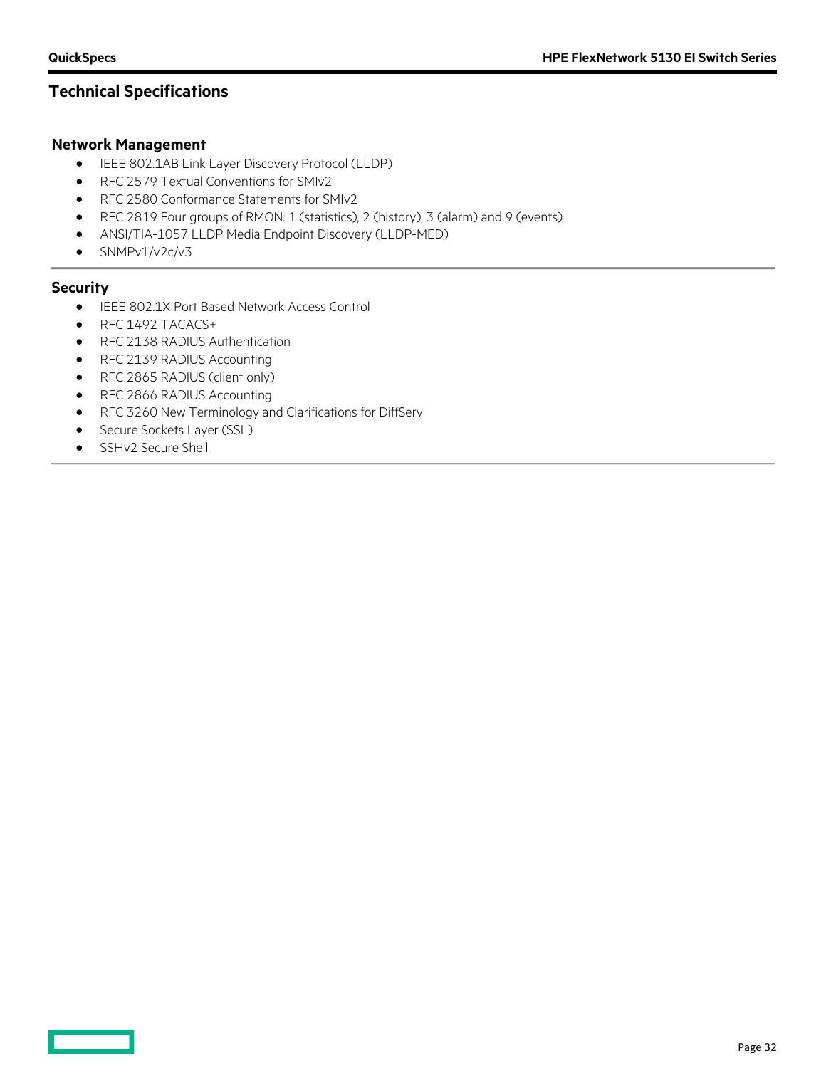## Technical Specifications

### Network Management

- IEEE 802.1AB Link Layer Discovery Protocol (LLDP)
- RFC 2579 Textual Conventions for SMIv2
- RFC 2580 Conformance Statements for SMIv2
- RFC 2819 Four groups of RMON: 1 (statistics), 2 (history), 3 (alarm) and 9 (events)
- ANSI/TIA-1057 LLDP Media Endpoint Discovery (LLDP-MED)
- SNMPv1/v2c/v3

### Security

- IEEE 802.1X Port Based Network Access Control
- RFC 1492 TACACS+
- RFC 2138 RADIUS Authentication
- RFC 2139 RADIUS Accounting
- RFC 2865 RADIUS (client only)
- RFC 2866 RADIUS Accounting
- RFC 3260 New Terminology and Clarifications for DiffServ
- Secure Sockets Layer (SSL)
- SSHv2 Secure Shell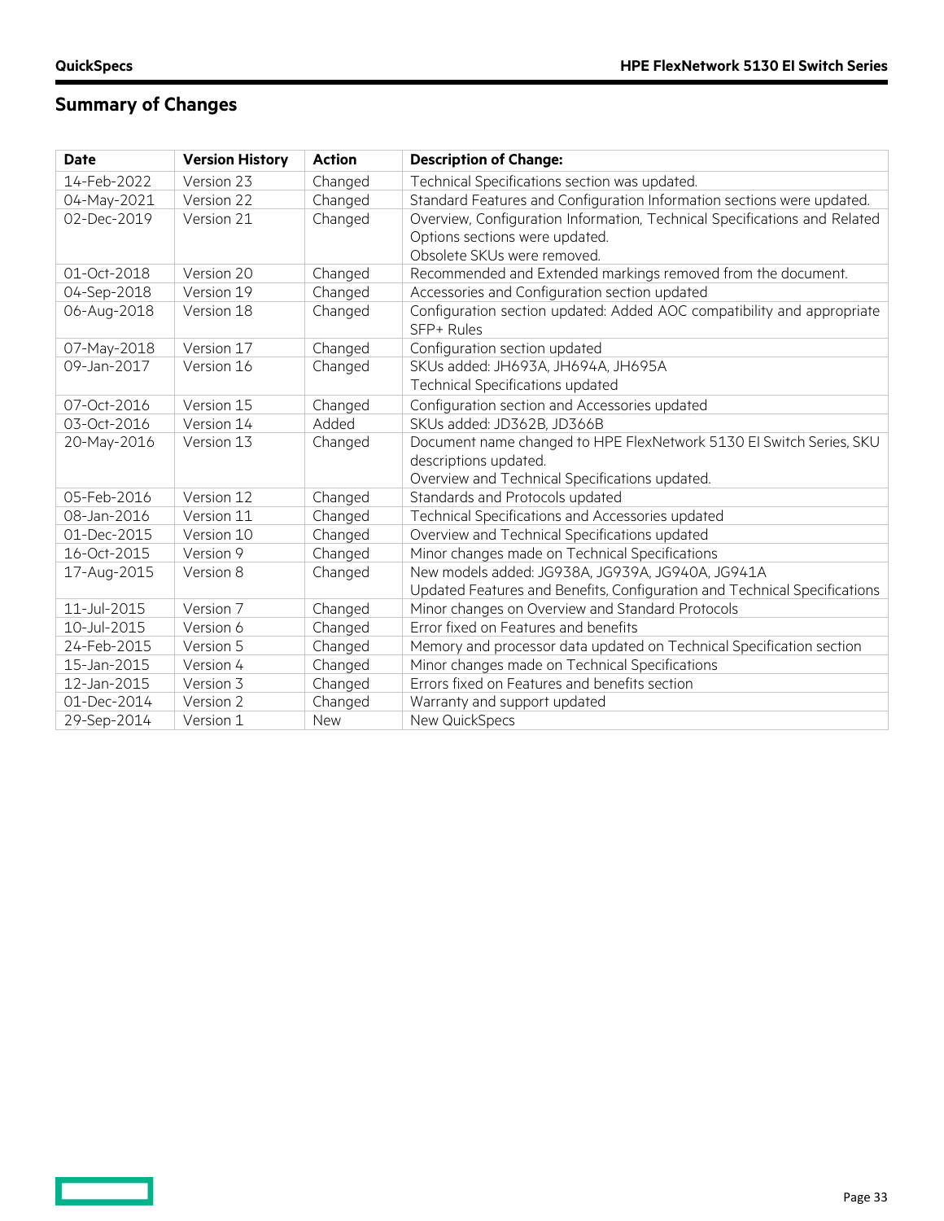## Summary of Changes

| Date | Version History | Action | Description of Change: |
|---|---|---|---|
| 14-Feb-2022 | Version 23 | Changed | Technical Specifications section was updated. |
| 04-May-2021 | Version 22 | Changed | Standard Features and Configuration Information sections were updated. |
| 02-Dec-2019 | Version 21 | Changed | Overview, Configuration Information, Technical Specifications and Related Options sections were updated.<br>Obsolete SKUs were removed. |
| 01-Oct-2018 | Version 20 | Changed | Recommended and Extended markings removed from the document. |
| 04-Sep-2018 | Version 19 | Changed | Accessories and Configuration section updated |
| 06-Aug-2018 | Version 18 | Changed | Configuration section updated: Added AOC compatibility and appropriate SFP+ Rules |
| 07-May-2018 | Version 17 | Changed | Configuration section updated |
| 09-Jan-2017 | Version 16 | Changed | SKUs added: JH693A, JH694A, JH695A<br>Technical Specifications updated |
| 07-Oct-2016 | Version 15 | Changed | Configuration section and Accessories updated |
| 03-Oct-2016 | Version 14 | Added | SKUs added: JD362B, JD366B |
| 20-May-2016 | Version 13 | Changed | Document name changed to HPE FlexNetwork 5130 EI Switch Series, SKU descriptions updated.<br>Overview and Technical Specifications updated. |
| 05-Feb-2016 | Version 12 | Changed | Standards and Protocols updated |
| 08-Jan-2016 | Version 11 | Changed | Technical Specifications and Accessories updated |
| 01-Dec-2015 | Version 10 | Changed | Overview and Technical Specifications updated |
| 16-Oct-2015 | Version 9 | Changed | Minor changes made on Technical Specifications |
| 17-Aug-2015 | Version 8 | Changed | New models added: JG938A, JG939A, JG940A, JG941A<br>Updated Features and Benefits, Configuration and Technical Specifications |
| 11-Jul-2015 | Version 7 | Changed | Minor changes on Overview and Standard Protocols |
| 10-Jul-2015 | Version 6 | Changed | Error fixed on Features and benefits |
| 24-Feb-2015 | Version 5 | Changed | Memory and processor data updated on Technical Specification section |
| 15-Jan-2015 | Version 4 | Changed | Minor changes made on Technical Specifications |
| 12-Jan-2015 | Version 3 | Changed | Errors fixed on Features and benefits section |
| 01-Dec-2014 | Version 2 | Changed | Warranty and support updated |
| 29-Sep-2014 | Version 1 | New | New QuickSpecs |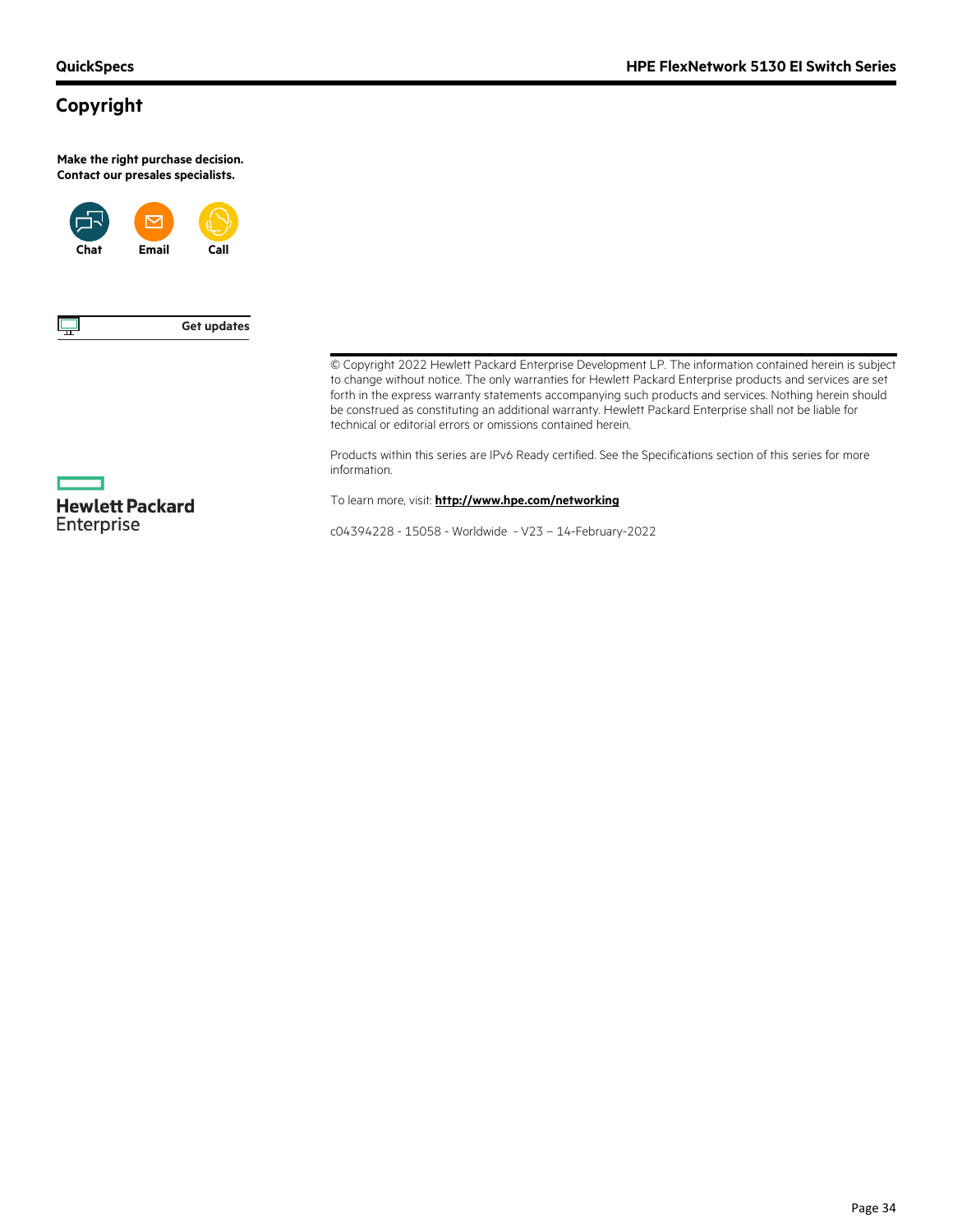## Copyright

**Make the right purchase decision.**
**Contact our presales specialists.**

**Chat** **Email** **Call**

**Get updates**

© Copyright 2022 Hewlett Packard Enterprise Development LP. The information contained herein is subject to change without notice. The only warranties for Hewlett Packard Enterprise products and services are set forth in the express warranty statements accompanying such products and services. Nothing herein should be construed as constituting an additional warranty. Hewlett Packard Enterprise shall not be liable for technical or editorial errors or omissions contained herein.

Products within this series are IPv6 Ready certified. See the Specifications section of this series for more information.

To learn more, visit: **http://www.hpe.com/networking**

c04394228 - 15058 - Worldwide - V23 – 14-February-2022

Hewlett Packard
Enterprise